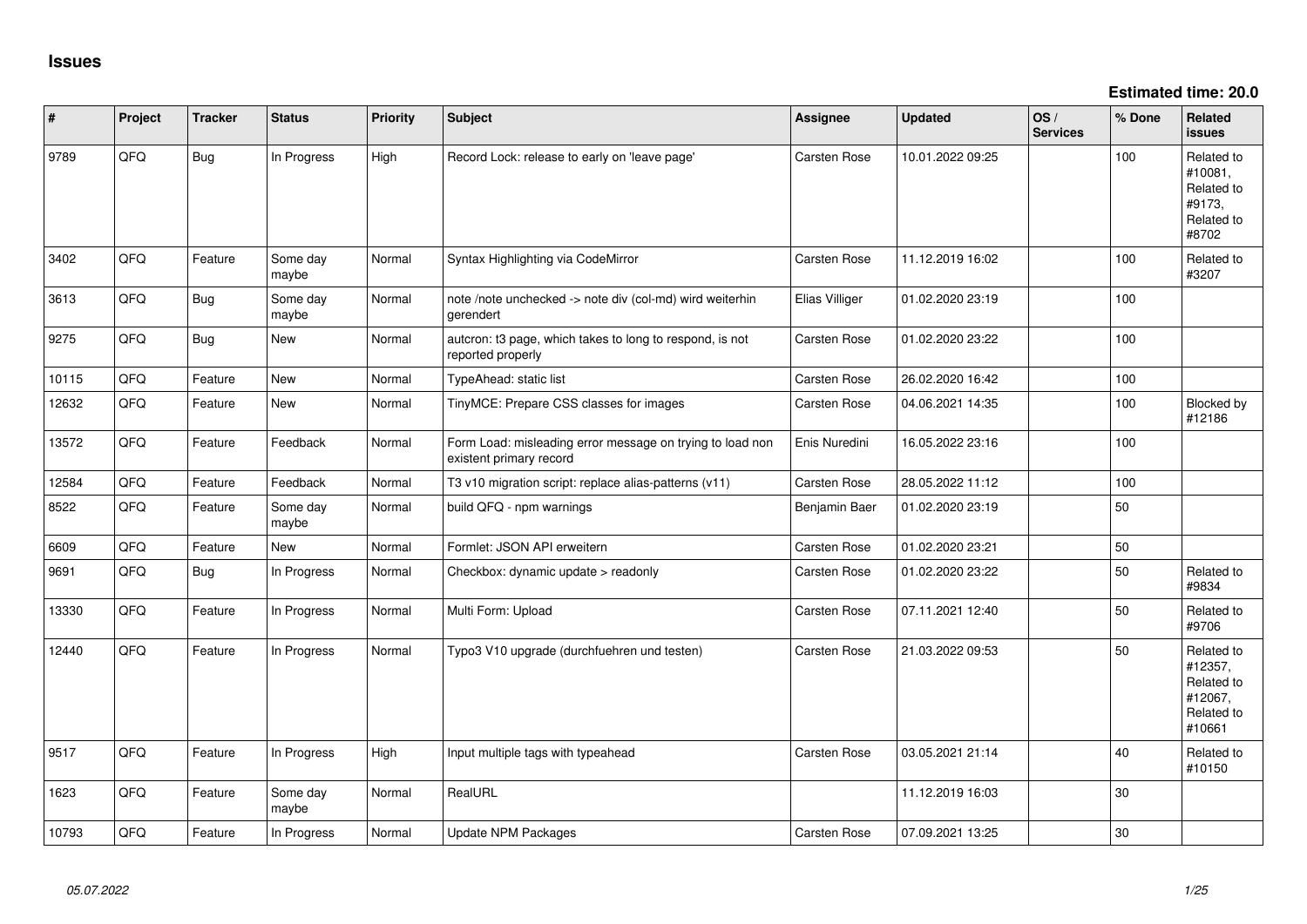# Issues

**Estimated time: 20.0**

| # | Project | Tracker | Status | Priority | Subject | Assignee | Updated | OS / Services | % Done | Related issues |
|---|---|---|---|---|---|---|---|---|---|---|
| 9789 | QFQ | Bug | In Progress | High | Record Lock: release to early on 'leave page' | Carsten Rose | 10.01.2022 09:25 | | 100 | Related to #10081, Related to #9173, Related to #8702 |
| 3402 | QFQ | Feature | Some day maybe | Normal | Syntax Highlighting via CodeMirror | Carsten Rose | 11.12.2019 16:02 | | 100 | Related to #3207 |
| 3613 | QFQ | Bug | Some day maybe | Normal | note /note unchecked -> note div (col-md) wird weiterhin gerendert | Elias Villiger | 01.02.2020 23:19 | | 100 | |
| 9275 | QFQ | Bug | New | Normal | autcron: t3 page, which takes to long to respond, is not reported properly | Carsten Rose | 01.02.2020 23:22 | | 100 | |
| 10115 | QFQ | Feature | New | Normal | TypeAhead: static list | Carsten Rose | 26.02.2020 16:42 | | 100 | |
| 12632 | QFQ | Feature | New | Normal | TinyMCE: Prepare CSS classes for images | Carsten Rose | 04.06.2021 14:35 | | 100 | Blocked by #12186 |
| 13572 | QFQ | Feature | Feedback | Normal | Form Load: misleading error message on trying to load non existent primary record | Enis Nuredini | 16.05.2022 23:16 | | 100 | |
| 12584 | QFQ | Feature | Feedback | Normal | T3 v10 migration script: replace alias-patterns (v11) | Carsten Rose | 28.05.2022 11:12 | | 100 | |
| 8522 | QFQ | Feature | Some day maybe | Normal | build QFQ - npm warnings | Benjamin Baer | 01.02.2020 23:19 | | 50 | |
| 6609 | QFQ | Feature | New | Normal | Formlet: JSON API erweitern | Carsten Rose | 01.02.2020 23:21 | | 50 | |
| 9691 | QFQ | Bug | In Progress | Normal | Checkbox: dynamic update > readonly | Carsten Rose | 01.02.2020 23:22 | | 50 | Related to #9834 |
| 13330 | QFQ | Feature | In Progress | Normal | Multi Form: Upload | Carsten Rose | 07.11.2021 12:40 | | 50 | Related to #9706 |
| 12440 | QFQ | Feature | In Progress | Normal | Typo3 V10 upgrade (durchfuehren und testen) | Carsten Rose | 21.03.2022 09:53 | | 50 | Related to #12357, Related to #12067, Related to #10661 |
| 9517 | QFQ | Feature | In Progress | High | Input multiple tags with typeahead | Carsten Rose | 03.05.2021 21:14 | | 40 | Related to #10150 |
| 1623 | QFQ | Feature | Some day maybe | Normal | RealURL | | 11.12.2019 16:03 | | 30 | |
| 10793 | QFQ | Feature | In Progress | Normal | Update NPM Packages | Carsten Rose | 07.09.2021 13:25 | | 30 | |

*05.07.2022*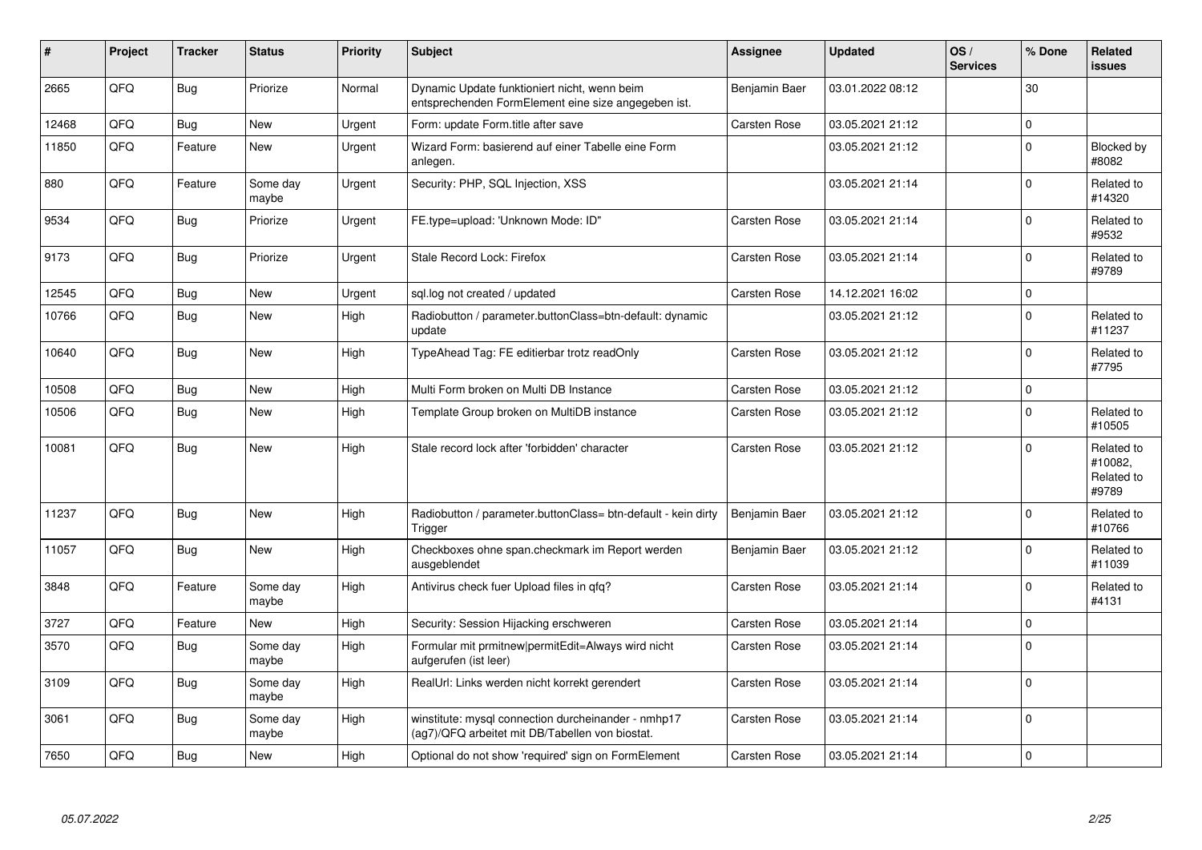| # | Project | Tracker | Status | Priority | Subject | Assignee | Updated | OS / Services | % Done | Related issues |
|---|---|---|---|---|---|---|---|---|---|---|
| 2665 | QFQ | Bug | Priorize | Normal | Dynamic Update funktioniert nicht, wenn beim entsprechenden FormElement eine size angegeben ist. | Benjamin Baer | 03.01.2022 08:12 | | 30 | |
| 12468 | QFQ | Bug | New | Urgent | Form: update Form.title after save | Carsten Rose | 03.05.2021 21:12 | | 0 | |
| 11850 | QFQ | Feature | New | Urgent | Wizard Form: basierend auf einer Tabelle eine Form anlegen. | | 03.05.2021 21:12 | | 0 | Blocked by #8082 |
| 880 | QFQ | Feature | Some day maybe | Urgent | Security: PHP, SQL Injection, XSS | | 03.05.2021 21:14 | | 0 | Related to #14320 |
| 9534 | QFQ | Bug | Priorize | Urgent | FE.type=upload: 'Unknown Mode: ID" | Carsten Rose | 03.05.2021 21:14 | | 0 | Related to #9532 |
| 9173 | QFQ | Bug | Priorize | Urgent | Stale Record Lock: Firefox | Carsten Rose | 03.05.2021 21:14 | | 0 | Related to #9789 |
| 12545 | QFQ | Bug | New | Urgent | sql.log not created / updated | Carsten Rose | 14.12.2021 16:02 | | 0 | |
| 10766 | QFQ | Bug | New | High | Radiobutton / parameter.buttonClass=btn-default: dynamic update | | 03.05.2021 21:12 | | 0 | Related to #11237 |
| 10640 | QFQ | Bug | New | High | TypeAhead Tag: FE editierbar trotz readOnly | Carsten Rose | 03.05.2021 21:12 | | 0 | Related to #7795 |
| 10508 | QFQ | Bug | New | High | Multi Form broken on Multi DB Instance | Carsten Rose | 03.05.2021 21:12 | | 0 | |
| 10506 | QFQ | Bug | New | High | Template Group broken on MultiDB instance | Carsten Rose | 03.05.2021 21:12 | | 0 | Related to #10505 |
| 10081 | QFQ | Bug | New | High | Stale record lock after 'forbidden' character | Carsten Rose | 03.05.2021 21:12 | | 0 | Related to #10082, Related to #9789 |
| 11237 | QFQ | Bug | New | High | Radiobutton / parameter.buttonClass= btn-default - kein dirty Trigger | Benjamin Baer | 03.05.2021 21:12 | | 0 | Related to #10766 |
| 11057 | QFQ | Bug | New | High | Checkboxes ohne span.checkmark im Report werden ausgeblendet | Benjamin Baer | 03.05.2021 21:12 | | 0 | Related to #11039 |
| 3848 | QFQ | Feature | Some day maybe | High | Antivirus check fuer Upload files in qfq? | Carsten Rose | 03.05.2021 21:14 | | 0 | Related to #4131 |
| 3727 | QFQ | Feature | New | High | Security: Session Hijacking erschweren | Carsten Rose | 03.05.2021 21:14 | | 0 | |
| 3570 | QFQ | Bug | Some day maybe | High | Formular mit prmitnew\|permitEdit=Always wird nicht aufgerufen (ist leer) | Carsten Rose | 03.05.2021 21:14 | | 0 | |
| 3109 | QFQ | Bug | Some day maybe | High | RealUrl: Links werden nicht korrekt gerendert | Carsten Rose | 03.05.2021 21:14 | | 0 | |
| 3061 | QFQ | Bug | Some day maybe | High | winstitute: mysql connection durcheinander - nmhp17 (ag7)/QFQ arbeitet mit DB/Tabellen von biostat. | Carsten Rose | 03.05.2021 21:14 | | 0 | |
| 7650 | QFQ | Bug | New | High | Optional do not show 'required' sign on FormElement | Carsten Rose | 03.05.2021 21:14 | | 0 | |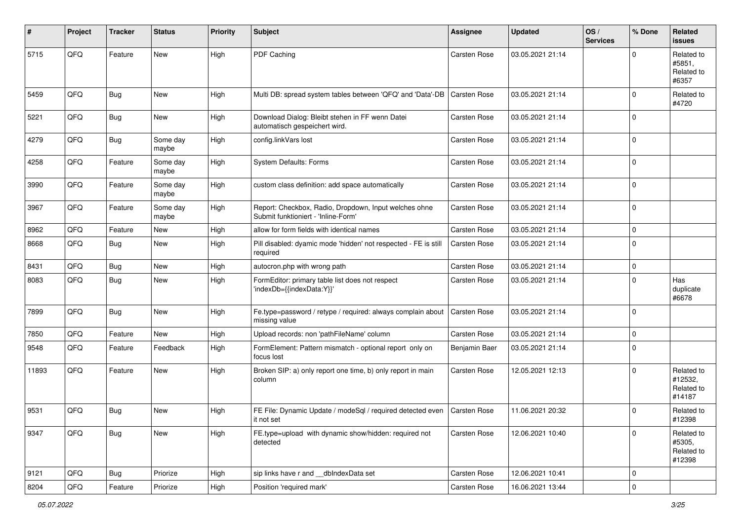| # | Project | Tracker | Status | Priority | Subject | Assignee | Updated | OS / Services | % Done | Related issues |
|---|---|---|---|---|---|---|---|---|---|---|
| 5715 | QFQ | Feature | New | High | PDF Caching | Carsten Rose | 03.05.2021 21:14 | | 0 | Related to #5851, Related to #6357 |
| 5459 | QFQ | Bug | New | High | Multi DB: spread system tables between 'QFQ' and 'Data'-DB | Carsten Rose | 03.05.2021 21:14 | | 0 | Related to #4720 |
| 5221 | QFQ | Bug | New | High | Download Dialog: Bleibt stehen in FF wenn Datei automatisch gespeichert wird. | Carsten Rose | 03.05.2021 21:14 | | 0 | |
| 4279 | QFQ | Bug | Some day maybe | High | config.linkVars lost | Carsten Rose | 03.05.2021 21:14 | | 0 | |
| 4258 | QFQ | Feature | Some day maybe | High | System Defaults: Forms | Carsten Rose | 03.05.2021 21:14 | | 0 | |
| 3990 | QFQ | Feature | Some day maybe | High | custom class definition: add space automatically | Carsten Rose | 03.05.2021 21:14 | | 0 | |
| 3967 | QFQ | Feature | Some day maybe | High | Report: Checkbox, Radio, Dropdown, Input welches ohne Submit funktioniert - 'Inline-Form' | Carsten Rose | 03.05.2021 21:14 | | 0 | |
| 8962 | QFQ | Feature | New | High | allow for form fields with identical names | Carsten Rose | 03.05.2021 21:14 | | 0 | |
| 8668 | QFQ | Bug | New | High | Pill disabled: dyamic mode 'hidden' not respected - FE is still required | Carsten Rose | 03.05.2021 21:14 | | 0 | |
| 8431 | QFQ | Bug | New | High | autocron.php with wrong path | Carsten Rose | 03.05.2021 21:14 | | 0 | |
| 8083 | QFQ | Bug | New | High | FormEditor: primary table list does not respect 'indexDb={{indexData:Y}}' | Carsten Rose | 03.05.2021 21:14 | | 0 | Has duplicate #6678 |
| 7899 | QFQ | Bug | New | High | Fe.type=password / retype / required: always complain about missing value | Carsten Rose | 03.05.2021 21:14 | | 0 | |
| 7850 | QFQ | Feature | New | High | Upload records: non 'pathFileName' column | Carsten Rose | 03.05.2021 21:14 | | 0 | |
| 9548 | QFQ | Feature | Feedback | High | FormElement: Pattern mismatch - optional report only on focus lost | Benjamin Baer | 03.05.2021 21:14 | | 0 | |
| 11893 | QFQ | Feature | New | High | Broken SIP: a) only report one time, b) only report in main column | Carsten Rose | 12.05.2021 12:13 | | 0 | Related to #12532, Related to #14187 |
| 9531 | QFQ | Bug | New | High | FE File: Dynamic Update / modeSql / required detected even it not set | Carsten Rose | 11.06.2021 20:32 | | 0 | Related to #12398 |
| 9347 | QFQ | Bug | New | High | FE.type=upload with dynamic show/hidden: required not detected | Carsten Rose | 12.06.2021 10:40 | | 0 | Related to #5305, Related to #12398 |
| 9121 | QFQ | Bug | Priorize | High | sip links have r and __dbIndexData set | Carsten Rose | 12.06.2021 10:41 | | 0 | |
| 8204 | QFQ | Feature | Priorize | High | Position 'required mark' | Carsten Rose | 16.06.2021 13:44 | | 0 | |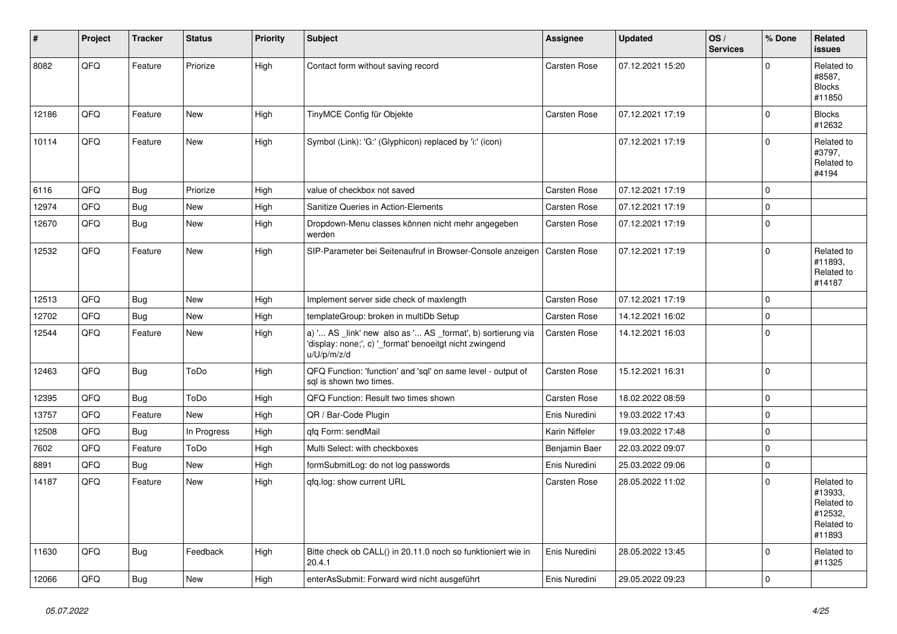| # | Project | Tracker | Status | Priority | Subject | Assignee | Updated | OS / Services | % Done | Related issues |
|---|---|---|---|---|---|---|---|---|---|---|
| 8082 | QFQ | Feature | Priorize | High | Contact form without saving record | Carsten Rose | 07.12.2021 15:20 | | 0 | Related to #8587, Blocks #11850 |
| 12186 | QFQ | Feature | New | High | TinyMCE Config für Objekte | Carsten Rose | 07.12.2021 17:19 | | 0 | Blocks #12632 |
| 10114 | QFQ | Feature | New | High | Symbol (Link): 'G:' (Glyphicon) replaced by 'i:' (icon) | | 07.12.2021 17:19 | | 0 | Related to #3797, Related to #4194 |
| 6116 | QFQ | Bug | Priorize | High | value of checkbox not saved | Carsten Rose | 07.12.2021 17:19 | | 0 | |
| 12974 | QFQ | Bug | New | High | Sanitize Queries in Action-Elements | Carsten Rose | 07.12.2021 17:19 | | 0 | |
| 12670 | QFQ | Bug | New | High | Dropdown-Menu classes können nicht mehr angegeben werden | Carsten Rose | 07.12.2021 17:19 | | 0 | |
| 12532 | QFQ | Feature | New | High | SIP-Parameter bei Seitenaufruf in Browser-Console anzeigen | Carsten Rose | 07.12.2021 17:19 | | 0 | Related to #11893, Related to #14187 |
| 12513 | QFQ | Bug | New | High | Implement server side check of maxlength | Carsten Rose | 07.12.2021 17:19 | | 0 | |
| 12702 | QFQ | Bug | New | High | templateGroup: broken in multiDb Setup | Carsten Rose | 14.12.2021 16:02 | | 0 | |
| 12544 | QFQ | Feature | New | High | a) '... AS _link' new also as '... AS _format', b) sortierung via 'display: none;', c) '_format' benoeitgt nicht zwingend u/U/p/m/z/d | Carsten Rose | 14.12.2021 16:03 | | 0 | |
| 12463 | QFQ | Bug | ToDo | High | QFQ Function: 'function' and 'sql' on same level - output of sql is shown two times. | Carsten Rose | 15.12.2021 16:31 | | 0 | |
| 12395 | QFQ | Bug | ToDo | High | QFQ Function: Result two times shown | Carsten Rose | 18.02.2022 08:59 | | 0 | |
| 13757 | QFQ | Feature | New | High | QR / Bar-Code Plugin | Enis Nuredini | 19.03.2022 17:43 | | 0 | |
| 12508 | QFQ | Bug | In Progress | High | qfq Form: sendMail | Karin Niffeler | 19.03.2022 17:48 | | 0 | |
| 7602 | QFQ | Feature | ToDo | High | Multi Select: with checkboxes | Benjamin Baer | 22.03.2022 09:07 | | 0 | |
| 8891 | QFQ | Bug | New | High | formSubmitLog: do not log passwords | Enis Nuredini | 25.03.2022 09:06 | | 0 | |
| 14187 | QFQ | Feature | New | High | qfq.log: show current URL | Carsten Rose | 28.05.2022 11:02 | | 0 | Related to #13933, Related to #12532, Related to #11893 |
| 11630 | QFQ | Bug | Feedback | High | Bitte check ob CALL() in 20.11.0 noch so funktioniert wie in 20.4.1 | Enis Nuredini | 28.05.2022 13:45 | | 0 | Related to #11325 |
| 12066 | QFQ | Bug | New | High | enterAsSubmit: Forward wird nicht ausgeführt | Enis Nuredini | 29.05.2022 09:23 | | 0 | |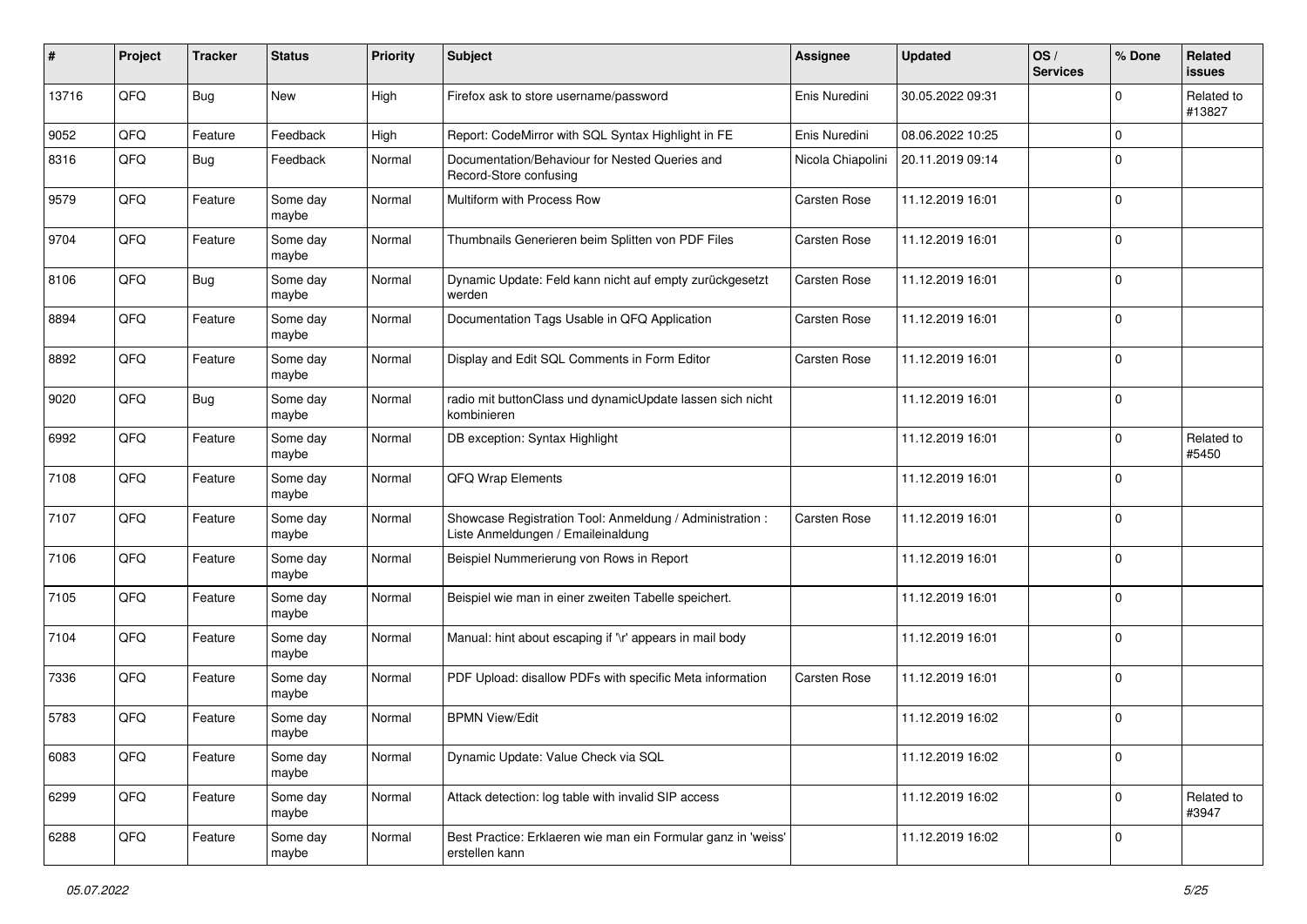| # | Project | Tracker | Status | Priority | Subject | Assignee | Updated | OS / Services | % Done | Related issues |
|---|---|---|---|---|---|---|---|---|---|---|
| 13716 | QFQ | Bug | New | High | Firefox ask to store username/password | Enis Nuredini | 30.05.2022 09:31 | | 0 | Related to #13827 |
| 9052 | QFQ | Feature | Feedback | High | Report: CodeMirror with SQL Syntax Highlight in FE | Enis Nuredini | 08.06.2022 10:25 | | 0 | |
| 8316 | QFQ | Bug | Feedback | Normal | Documentation/Behaviour for Nested Queries and Record-Store confusing | Nicola Chiapolini | 20.11.2019 09:14 | | 0 | |
| 9579 | QFQ | Feature | Some day maybe | Normal | Multiform with Process Row | Carsten Rose | 11.12.2019 16:01 | | 0 | |
| 9704 | QFQ | Feature | Some day maybe | Normal | Thumbnails Generieren beim Splitten von PDF Files | Carsten Rose | 11.12.2019 16:01 | | 0 | |
| 8106 | QFQ | Bug | Some day maybe | Normal | Dynamic Update: Feld kann nicht auf empty zurückgesetzt werden | Carsten Rose | 11.12.2019 16:01 | | 0 | |
| 8894 | QFQ | Feature | Some day maybe | Normal | Documentation Tags Usable in QFQ Application | Carsten Rose | 11.12.2019 16:01 | | 0 | |
| 8892 | QFQ | Feature | Some day maybe | Normal | Display and Edit SQL Comments in Form Editor | Carsten Rose | 11.12.2019 16:01 | | 0 | |
| 9020 | QFQ | Bug | Some day maybe | Normal | radio mit buttonClass und dynamicUpdate lassen sich nicht kombinieren | | 11.12.2019 16:01 | | 0 | |
| 6992 | QFQ | Feature | Some day maybe | Normal | DB exception: Syntax Highlight | | 11.12.2019 16:01 | | 0 | Related to #5450 |
| 7108 | QFQ | Feature | Some day maybe | Normal | QFQ Wrap Elements | | 11.12.2019 16:01 | | 0 | |
| 7107 | QFQ | Feature | Some day maybe | Normal | Showcase Registration Tool: Anmeldung / Administration : Liste Anmeldungen / Emaileinaldung | Carsten Rose | 11.12.2019 16:01 | | 0 | |
| 7106 | QFQ | Feature | Some day maybe | Normal | Beispiel Nummerierung von Rows in Report | | 11.12.2019 16:01 | | 0 | |
| 7105 | QFQ | Feature | Some day maybe | Normal | Beispiel wie man in einer zweiten Tabelle speichert. | | 11.12.2019 16:01 | | 0 | |
| 7104 | QFQ | Feature | Some day maybe | Normal | Manual: hint about escaping if '\r' appears in mail body | | 11.12.2019 16:01 | | 0 | |
| 7336 | QFQ | Feature | Some day maybe | Normal | PDF Upload: disallow PDFs with specific Meta information | Carsten Rose | 11.12.2019 16:01 | | 0 | |
| 5783 | QFQ | Feature | Some day maybe | Normal | BPMN View/Edit | | 11.12.2019 16:02 | | 0 | |
| 6083 | QFQ | Feature | Some day maybe | Normal | Dynamic Update: Value Check via SQL | | 11.12.2019 16:02 | | 0 | |
| 6299 | QFQ | Feature | Some day maybe | Normal | Attack detection: log table with invalid SIP access | | 11.12.2019 16:02 | | 0 | Related to #3947 |
| 6288 | QFQ | Feature | Some day maybe | Normal | Best Practice: Erklaeren wie man ein Formular ganz in 'weiss' erstellen kann | | 11.12.2019 16:02 | | 0 | |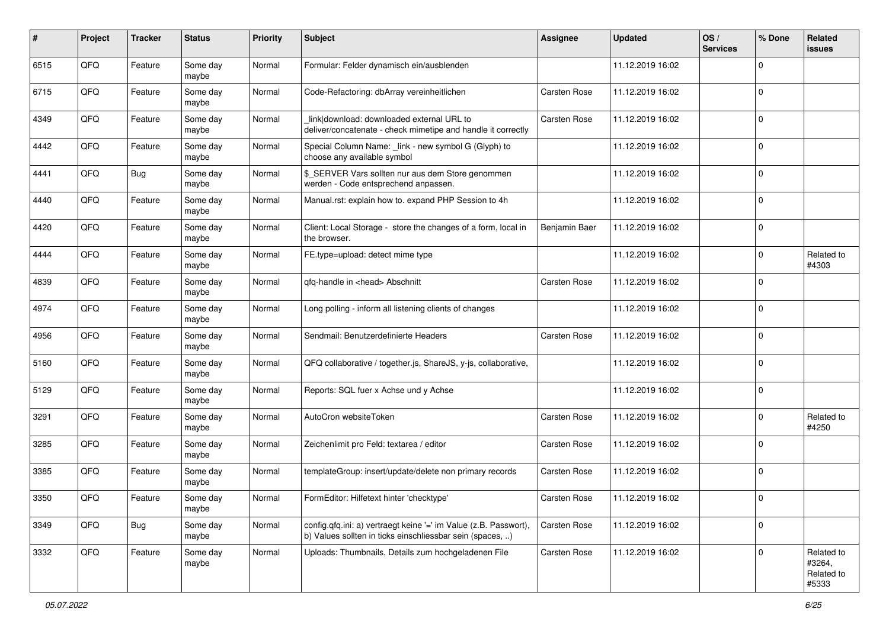| # | Project | Tracker | Status | Priority | Subject | Assignee | Updated | OS / Services | % Done | Related issues |
|---|---|---|---|---|---|---|---|---|---|---|
| 6515 | QFQ | Feature | Some day maybe | Normal | Formular: Felder dynamisch ein/ausblenden | | 11.12.2019 16:02 | | 0 | |
| 6715 | QFQ | Feature | Some day maybe | Normal | Code-Refactoring: dbArray vereinheitlichen | Carsten Rose | 11.12.2019 16:02 | | 0 | |
| 4349 | QFQ | Feature | Some day maybe | Normal | _link\|download: downloaded external URL to deliver/concatenate - check mimetipe and handle it correctly | Carsten Rose | 11.12.2019 16:02 | | 0 | |
| 4442 | QFQ | Feature | Some day maybe | Normal | Special Column Name: _link - new symbol G (Glyph) to choose any available symbol | | 11.12.2019 16:02 | | 0 | |
| 4441 | QFQ | Bug | Some day maybe | Normal | $_SERVER Vars sollten nur aus dem Store genommen werden - Code entsprechend anpassen. | | 11.12.2019 16:02 | | 0 | |
| 4440 | QFQ | Feature | Some day maybe | Normal | Manual.rst: explain how to. expand PHP Session to 4h | | 11.12.2019 16:02 | | 0 | |
| 4420 | QFQ | Feature | Some day maybe | Normal | Client: Local Storage - store the changes of a form, local in the browser. | Benjamin Baer | 11.12.2019 16:02 | | 0 | |
| 4444 | QFQ | Feature | Some day maybe | Normal | FE.type=upload: detect mime type | | 11.12.2019 16:02 | | 0 | Related to #4303 |
| 4839 | QFQ | Feature | Some day maybe | Normal | qfq-handle in <head> Abschnitt | Carsten Rose | 11.12.2019 16:02 | | 0 | |
| 4974 | QFQ | Feature | Some day maybe | Normal | Long polling - inform all listening clients of changes | | 11.12.2019 16:02 | | 0 | |
| 4956 | QFQ | Feature | Some day maybe | Normal | Sendmail: Benutzerdefinierte Headers | Carsten Rose | 11.12.2019 16:02 | | 0 | |
| 5160 | QFQ | Feature | Some day maybe | Normal | QFQ collaborative / together.js, ShareJS, y-js, collaborative, | | 11.12.2019 16:02 | | 0 | |
| 5129 | QFQ | Feature | Some day maybe | Normal | Reports: SQL fuer x Achse und y Achse | | 11.12.2019 16:02 | | 0 | |
| 3291 | QFQ | Feature | Some day maybe | Normal | AutoCron websiteToken | Carsten Rose | 11.12.2019 16:02 | | 0 | Related to #4250 |
| 3285 | QFQ | Feature | Some day maybe | Normal | Zeichenlimit pro Feld: textarea / editor | Carsten Rose | 11.12.2019 16:02 | | 0 | |
| 3385 | QFQ | Feature | Some day maybe | Normal | templateGroup: insert/update/delete non primary records | Carsten Rose | 11.12.2019 16:02 | | 0 | |
| 3350 | QFQ | Feature | Some day maybe | Normal | FormEditor: Hilfetext hinter 'checktype' | Carsten Rose | 11.12.2019 16:02 | | 0 | |
| 3349 | QFQ | Bug | Some day maybe | Normal | config.qfq.ini: a) vertraegt keine '=' im Value (z.B. Passwort), b) Values sollten in ticks einschliessbar sein (spaces, ..) | Carsten Rose | 11.12.2019 16:02 | | 0 | |
| 3332 | QFQ | Feature | Some day maybe | Normal | Uploads: Thumbnails, Details zum hochgeladenen File | Carsten Rose | 11.12.2019 16:02 | | 0 | Related to #3264, Related to #5333 |

*05.07.2022*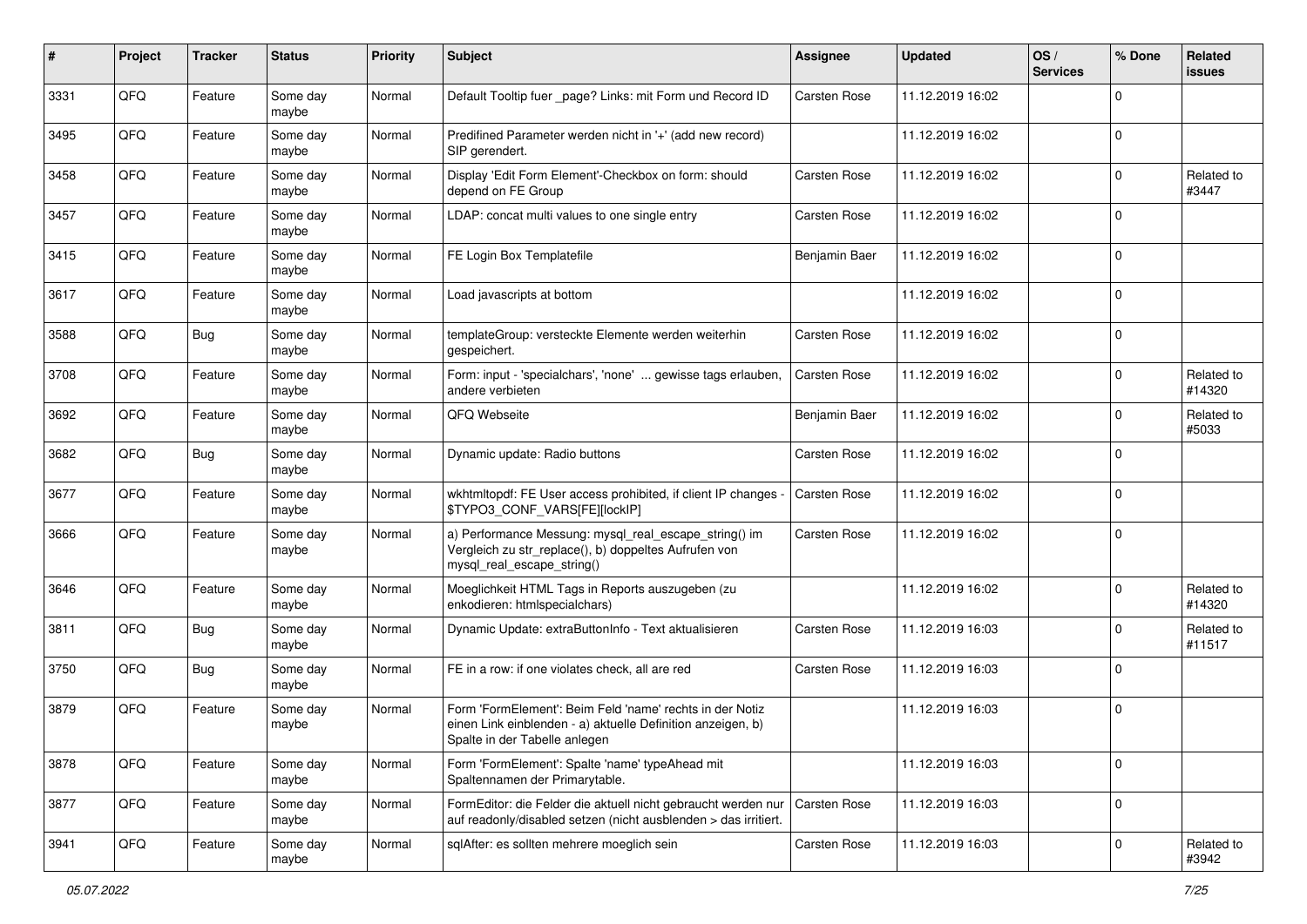| # | Project | Tracker | Status | Priority | Subject | Assignee | Updated | OS / Services | % Done | Related issues |
|---|---|---|---|---|---|---|---|---|---|---|
| 3331 | QFQ | Feature | Some day maybe | Normal | Default Tooltip fuer _page? Links: mit Form und Record ID | Carsten Rose | 11.12.2019 16:02 | | 0 | |
| 3495 | QFQ | Feature | Some day maybe | Normal | Predifined Parameter werden nicht in '+' (add new record) SIP gerendert. | | 11.12.2019 16:02 | | 0 | |
| 3458 | QFQ | Feature | Some day maybe | Normal | Display 'Edit Form Element'-Checkbox on form: should depend on FE Group | Carsten Rose | 11.12.2019 16:02 | | 0 | Related to #3447 |
| 3457 | QFQ | Feature | Some day maybe | Normal | LDAP: concat multi values to one single entry | Carsten Rose | 11.12.2019 16:02 | | 0 | |
| 3415 | QFQ | Feature | Some day maybe | Normal | FE Login Box Templatefile | Benjamin Baer | 11.12.2019 16:02 | | 0 | |
| 3617 | QFQ | Feature | Some day maybe | Normal | Load javascripts at bottom | | 11.12.2019 16:02 | | 0 | |
| 3588 | QFQ | Bug | Some day maybe | Normal | templateGroup: versteckte Elemente werden weiterhin gespeichert. | Carsten Rose | 11.12.2019 16:02 | | 0 | |
| 3708 | QFQ | Feature | Some day maybe | Normal | Form: input - 'specialchars', 'none' ... gewisse tags erlauben, andere verbieten | Carsten Rose | 11.12.2019 16:02 | | 0 | Related to #14320 |
| 3692 | QFQ | Feature | Some day maybe | Normal | QFQ Webseite | Benjamin Baer | 11.12.2019 16:02 | | 0 | Related to #5033 |
| 3682 | QFQ | Bug | Some day maybe | Normal | Dynamic update: Radio buttons | Carsten Rose | 11.12.2019 16:02 | | 0 | |
| 3677 | QFQ | Feature | Some day maybe | Normal | wkhtmltopdf: FE User access prohibited, if client IP changes - $TYPO3_CONF_VARS[FE][lockIP] | Carsten Rose | 11.12.2019 16:02 | | 0 | |
| 3666 | QFQ | Feature | Some day maybe | Normal | a) Performance Messung: mysql_real_escape_string() im Vergleich zu str_replace(), b) doppeltes Aufrufen von mysql_real_escape_string() | Carsten Rose | 11.12.2019 16:02 | | 0 | |
| 3646 | QFQ | Feature | Some day maybe | Normal | Moeglichkeit HTML Tags in Reports auszugeben (zu enkodieren: htmlspecialchars) | | 11.12.2019 16:02 | | 0 | Related to #14320 |
| 3811 | QFQ | Bug | Some day maybe | Normal | Dynamic Update: extraButtonInfo - Text aktualisieren | Carsten Rose | 11.12.2019 16:03 | | 0 | Related to #11517 |
| 3750 | QFQ | Bug | Some day maybe | Normal | FE in a row: if one violates check, all are red | Carsten Rose | 11.12.2019 16:03 | | 0 | |
| 3879 | QFQ | Feature | Some day maybe | Normal | Form 'FormElement': Beim Feld 'name' rechts in der Notiz einen Link einblenden - a) aktuelle Definition anzeigen, b) Spalte in der Tabelle anlegen | | 11.12.2019 16:03 | | 0 | |
| 3878 | QFQ | Feature | Some day maybe | Normal | Form 'FormElement': Spalte 'name' typeAhead mit Spaltennamen der Primarytable. | | 11.12.2019 16:03 | | 0 | |
| 3877 | QFQ | Feature | Some day maybe | Normal | FormEditor: die Felder die aktuell nicht gebraucht werden nur auf readonly/disabled setzen (nicht ausblenden > das irritiert. | Carsten Rose | 11.12.2019 16:03 | | 0 | |
| 3941 | QFQ | Feature | Some day maybe | Normal | sqlAfter: es sollten mehrere moeglich sein | Carsten Rose | 11.12.2019 16:03 | | 0 | Related to #3942 |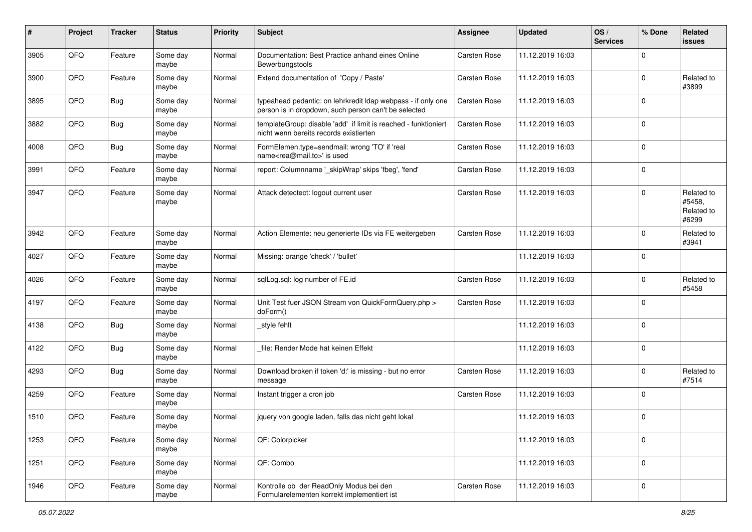| # | Project | Tracker | Status | Priority | Subject | Assignee | Updated | OS / Services | % Done | Related issues |
|---|---|---|---|---|---|---|---|---|---|---|
| 3905 | QFQ | Feature | Some day maybe | Normal | Documentation: Best Practice anhand eines Online Bewerbungstools | Carsten Rose | 11.12.2019 16:03 | | 0 | |
| 3900 | QFQ | Feature | Some day maybe | Normal | Extend documentation of 'Copy / Paste' | Carsten Rose | 11.12.2019 16:03 | | 0 | Related to #3899 |
| 3895 | QFQ | Bug | Some day maybe | Normal | typeahead pedantic: on lehrkredit ldap webpass - if only one person is in dropdown, such person can't be selected | Carsten Rose | 11.12.2019 16:03 | | 0 | |
| 3882 | QFQ | Bug | Some day maybe | Normal | templateGroup: disable 'add' if limit is reached - funktioniert nicht wenn bereits records existierten | Carsten Rose | 11.12.2019 16:03 | | 0 | |
| 4008 | QFQ | Bug | Some day maybe | Normal | FormElemen.type=sendmail: wrong 'TO' if 'real name<rea@mail.to>' is used | Carsten Rose | 11.12.2019 16:03 | | 0 | |
| 3991 | QFQ | Feature | Some day maybe | Normal | report: Columnname '_skipWrap' skips 'fbeg', 'fend' | Carsten Rose | 11.12.2019 16:03 | | 0 | |
| 3947 | QFQ | Feature | Some day maybe | Normal | Attack detectect: logout current user | Carsten Rose | 11.12.2019 16:03 | | 0 | Related to #5458, Related to #6299 |
| 3942 | QFQ | Feature | Some day maybe | Normal | Action Elemente: neu generierte IDs via FE weitergeben | Carsten Rose | 11.12.2019 16:03 | | 0 | Related to #3941 |
| 4027 | QFQ | Feature | Some day maybe | Normal | Missing: orange 'check' / 'bullet' | | 11.12.2019 16:03 | | 0 | |
| 4026 | QFQ | Feature | Some day maybe | Normal | sqlLog.sql: log number of FE.id | Carsten Rose | 11.12.2019 16:03 | | 0 | Related to #5458 |
| 4197 | QFQ | Feature | Some day maybe | Normal | Unit Test fuer JSON Stream von QuickFormQuery.php > doForm() | Carsten Rose | 11.12.2019 16:03 | | 0 | |
| 4138 | QFQ | Bug | Some day maybe | Normal | _style fehlt | | 11.12.2019 16:03 | | 0 | |
| 4122 | QFQ | Bug | Some day maybe | Normal | _file: Render Mode hat keinen Effekt | | 11.12.2019 16:03 | | 0 | |
| 4293 | QFQ | Bug | Some day maybe | Normal | Download broken if token 'd:' is missing - but no error message | Carsten Rose | 11.12.2019 16:03 | | 0 | Related to #7514 |
| 4259 | QFQ | Feature | Some day maybe | Normal | Instant trigger a cron job | Carsten Rose | 11.12.2019 16:03 | | 0 | |
| 1510 | QFQ | Feature | Some day maybe | Normal | jquery von google laden, falls das nicht geht lokal | | 11.12.2019 16:03 | | 0 | |
| 1253 | QFQ | Feature | Some day maybe | Normal | QF: Colorpicker | | 11.12.2019 16:03 | | 0 | |
| 1251 | QFQ | Feature | Some day maybe | Normal | QF: Combo | | 11.12.2019 16:03 | | 0 | |
| 1946 | QFQ | Feature | Some day maybe | Normal | Kontrolle ob der ReadOnly Modus bei den Formularelementen korrekt implementiert ist | Carsten Rose | 11.12.2019 16:03 | | 0 | |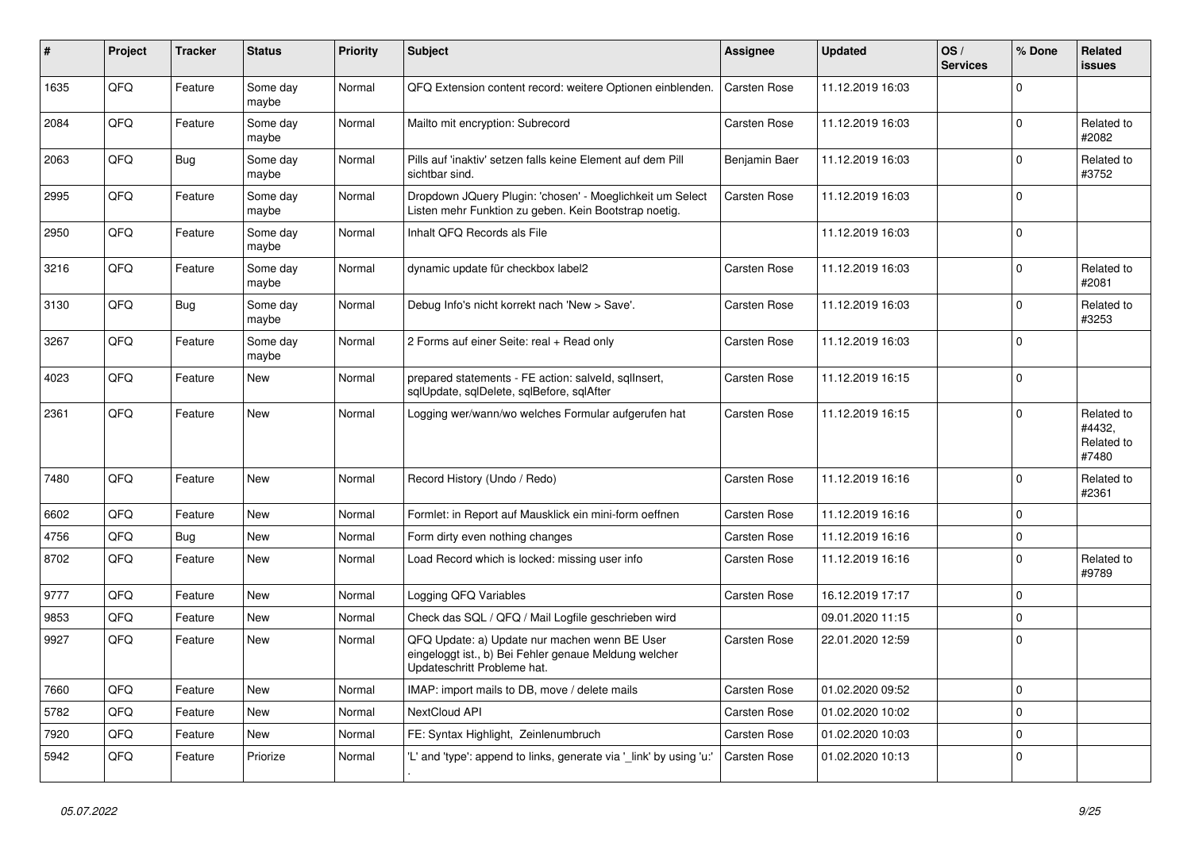| # | Project | Tracker | Status | Priority | Subject | Assignee | Updated | OS / Services | % Done | Related issues |
|---|---|---|---|---|---|---|---|---|---|---|
| 1635 | QFQ | Feature | Some day maybe | Normal | QFQ Extension content record: weitere Optionen einblenden. | Carsten Rose | 11.12.2019 16:03 | | 0 | |
| 2084 | QFQ | Feature | Some day maybe | Normal | Mailto mit encryption: Subrecord | Carsten Rose | 11.12.2019 16:03 | | 0 | Related to #2082 |
| 2063 | QFQ | Bug | Some day maybe | Normal | Pills auf 'inaktiv' setzen falls keine Element auf dem Pill sichtbar sind. | Benjamin Baer | 11.12.2019 16:03 | | 0 | Related to #3752 |
| 2995 | QFQ | Feature | Some day maybe | Normal | Dropdown JQuery Plugin: 'chosen' - Moeglichkeit um Select Listen mehr Funktion zu geben. Kein Bootstrap noetig. | Carsten Rose | 11.12.2019 16:03 | | 0 | |
| 2950 | QFQ | Feature | Some day maybe | Normal | Inhalt QFQ Records als File | | 11.12.2019 16:03 | | 0 | |
| 3216 | QFQ | Feature | Some day maybe | Normal | dynamic update für checkbox label2 | Carsten Rose | 11.12.2019 16:03 | | 0 | Related to #2081 |
| 3130 | QFQ | Bug | Some day maybe | Normal | Debug Info's nicht korrekt nach 'New > Save'. | Carsten Rose | 11.12.2019 16:03 | | 0 | Related to #3253 |
| 3267 | QFQ | Feature | Some day maybe | Normal | 2 Forms auf einer Seite: real + Read only | Carsten Rose | 11.12.2019 16:03 | | 0 | |
| 4023 | QFQ | Feature | New | Normal | prepared statements - FE action: salveId, sqlInsert, sqlUpdate, sqlDelete, sqlBefore, sqlAfter | Carsten Rose | 11.12.2019 16:15 | | 0 | |
| 2361 | QFQ | Feature | New | Normal | Logging wer/wann/wo welches Formular aufgerufen hat | Carsten Rose | 11.12.2019 16:15 | | 0 | Related to #4432, Related to #7480 |
| 7480 | QFQ | Feature | New | Normal | Record History (Undo / Redo) | Carsten Rose | 11.12.2019 16:16 | | 0 | Related to #2361 |
| 6602 | QFQ | Feature | New | Normal | Formlet: in Report auf Mausklick ein mini-form oeffnen | Carsten Rose | 11.12.2019 16:16 | | 0 | |
| 4756 | QFQ | Bug | New | Normal | Form dirty even nothing changes | Carsten Rose | 11.12.2019 16:16 | | 0 | |
| 8702 | QFQ | Feature | New | Normal | Load Record which is locked: missing user info | Carsten Rose | 11.12.2019 16:16 | | 0 | Related to #9789 |
| 9777 | QFQ | Feature | New | Normal | Logging QFQ Variables | Carsten Rose | 16.12.2019 17:17 | | 0 | |
| 9853 | QFQ | Feature | New | Normal | Check das SQL / QFQ / Mail Logfile geschrieben wird | | 09.01.2020 11:15 | | 0 | |
| 9927 | QFQ | Feature | New | Normal | QFQ Update: a) Update nur machen wenn BE User eingeloggt ist., b) Bei Fehler genaue Meldung welcher Updateschritt Probleme hat. | Carsten Rose | 22.01.2020 12:59 | | 0 | |
| 7660 | QFQ | Feature | New | Normal | IMAP: import mails to DB, move / delete mails | Carsten Rose | 01.02.2020 09:52 | | 0 | |
| 5782 | QFQ | Feature | New | Normal | NextCloud API | Carsten Rose | 01.02.2020 10:02 | | 0 | |
| 7920 | QFQ | Feature | New | Normal | FE: Syntax Highlight, Zeinlenumbruch | Carsten Rose | 01.02.2020 10:03 | | 0 | |
| 5942 | QFQ | Feature | Priorize | Normal | 'L' and 'type': append to links, generate via '_link' by using 'u:' . | Carsten Rose | 01.02.2020 10:13 | | 0 | |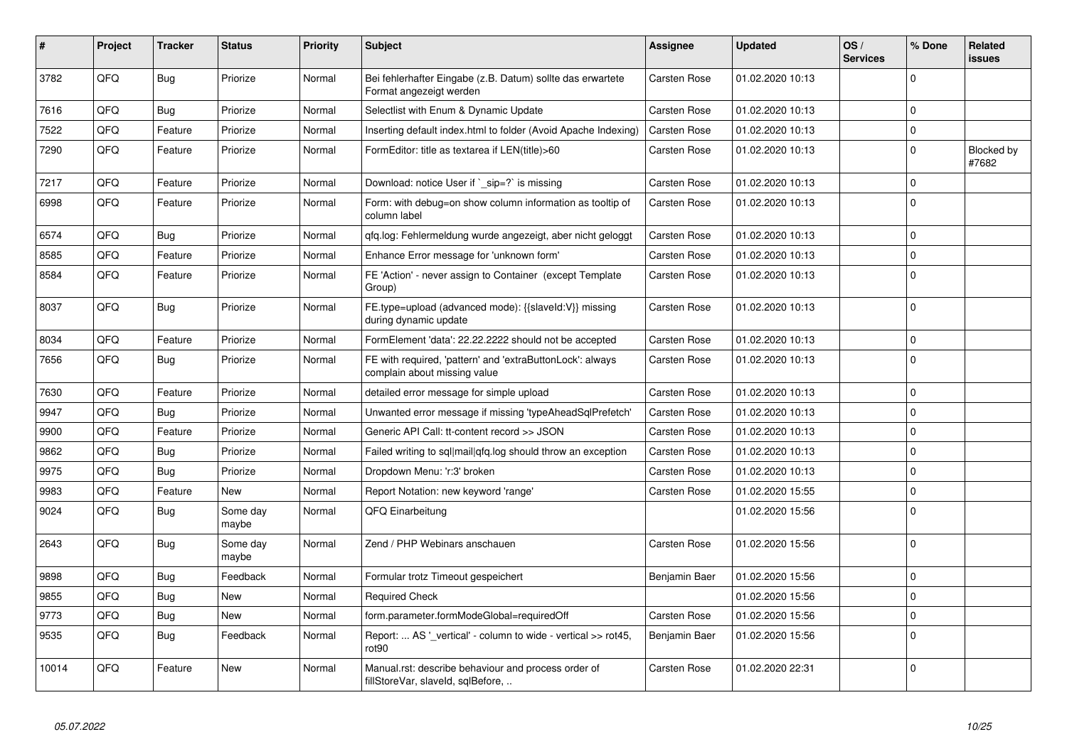| # | Project | Tracker | Status | Priority | Subject | Assignee | Updated | OS / Services | % Done | Related issues |
|---|---|---|---|---|---|---|---|---|---|---|
| 3782 | QFQ | Bug | Priorize | Normal | Bei fehlerhafter Eingabe (z.B. Datum) sollte das erwartete Format angezeigt werden | Carsten Rose | 01.02.2020 10:13 | | 0 | |
| 7616 | QFQ | Bug | Priorize | Normal | Selectlist with Enum & Dynamic Update | Carsten Rose | 01.02.2020 10:13 | | 0 | |
| 7522 | QFQ | Feature | Priorize | Normal | Inserting default index.html to folder (Avoid Apache Indexing) | Carsten Rose | 01.02.2020 10:13 | | 0 | |
| 7290 | QFQ | Feature | Priorize | Normal | FormEditor: title as textarea if LEN(title)>60 | Carsten Rose | 01.02.2020 10:13 | | 0 | Blocked by #7682 |
| 7217 | QFQ | Feature | Priorize | Normal | Download: notice User if `_sip=?` is missing | Carsten Rose | 01.02.2020 10:13 | | 0 | |
| 6998 | QFQ | Feature | Priorize | Normal | Form: with debug=on show column information as tooltip of column label | Carsten Rose | 01.02.2020 10:13 | | 0 | |
| 6574 | QFQ | Bug | Priorize | Normal | qfq.log: Fehlermeldung wurde angezeigt, aber nicht geloggt | Carsten Rose | 01.02.2020 10:13 | | 0 | |
| 8585 | QFQ | Feature | Priorize | Normal | Enhance Error message for 'unknown form' | Carsten Rose | 01.02.2020 10:13 | | 0 | |
| 8584 | QFQ | Feature | Priorize | Normal | FE 'Action' - never assign to Container (except Template Group) | Carsten Rose | 01.02.2020 10:13 | | 0 | |
| 8037 | QFQ | Bug | Priorize | Normal | FE.type=upload (advanced mode): {{slaveId:V}} missing during dynamic update | Carsten Rose | 01.02.2020 10:13 | | 0 | |
| 8034 | QFQ | Feature | Priorize | Normal | FormElement 'data': 22.22.2222 should not be accepted | Carsten Rose | 01.02.2020 10:13 | | 0 | |
| 7656 | QFQ | Bug | Priorize | Normal | FE with required, 'pattern' and 'extraButtonLock': always complain about missing value | Carsten Rose | 01.02.2020 10:13 | | 0 | |
| 7630 | QFQ | Feature | Priorize | Normal | detailed error message for simple upload | Carsten Rose | 01.02.2020 10:13 | | 0 | |
| 9947 | QFQ | Bug | Priorize | Normal | Unwanted error message if missing 'typeAheadSqlPrefetch' | Carsten Rose | 01.02.2020 10:13 | | 0 | |
| 9900 | QFQ | Feature | Priorize | Normal | Generic API Call: tt-content record >> JSON | Carsten Rose | 01.02.2020 10:13 | | 0 | |
| 9862 | QFQ | Bug | Priorize | Normal | Failed writing to sql\|mail\|qfq.log should throw an exception | Carsten Rose | 01.02.2020 10:13 | | 0 | |
| 9975 | QFQ | Bug | Priorize | Normal | Dropdown Menu: 'r:3' broken | Carsten Rose | 01.02.2020 10:13 | | 0 | |
| 9983 | QFQ | Feature | New | Normal | Report Notation: new keyword 'range' | Carsten Rose | 01.02.2020 15:55 | | 0 | |
| 9024 | QFQ | Bug | Some day maybe | Normal | QFQ Einarbeitung | | 01.02.2020 15:56 | | 0 | |
| 2643 | QFQ | Bug | Some day maybe | Normal | Zend / PHP Webinars anschauen | Carsten Rose | 01.02.2020 15:56 | | 0 | |
| 9898 | QFQ | Bug | Feedback | Normal | Formular trotz Timeout gespeichert | Benjamin Baer | 01.02.2020 15:56 | | 0 | |
| 9855 | QFQ | Bug | New | Normal | Required Check | | 01.02.2020 15:56 | | 0 | |
| 9773 | QFQ | Bug | New | Normal | form.parameter.formModeGlobal=requiredOff | Carsten Rose | 01.02.2020 15:56 | | 0 | |
| 9535 | QFQ | Bug | Feedback | Normal | Report: ... AS '_vertical' - column to wide - vertical >> rot45, rot90 | Benjamin Baer | 01.02.2020 15:56 | | 0 | |
| 10014 | QFQ | Feature | New | Normal | Manual.rst: describe behaviour and process order of fillStoreVar, slaveId, sqlBefore, .. | Carsten Rose | 01.02.2020 22:31 | | 0 | |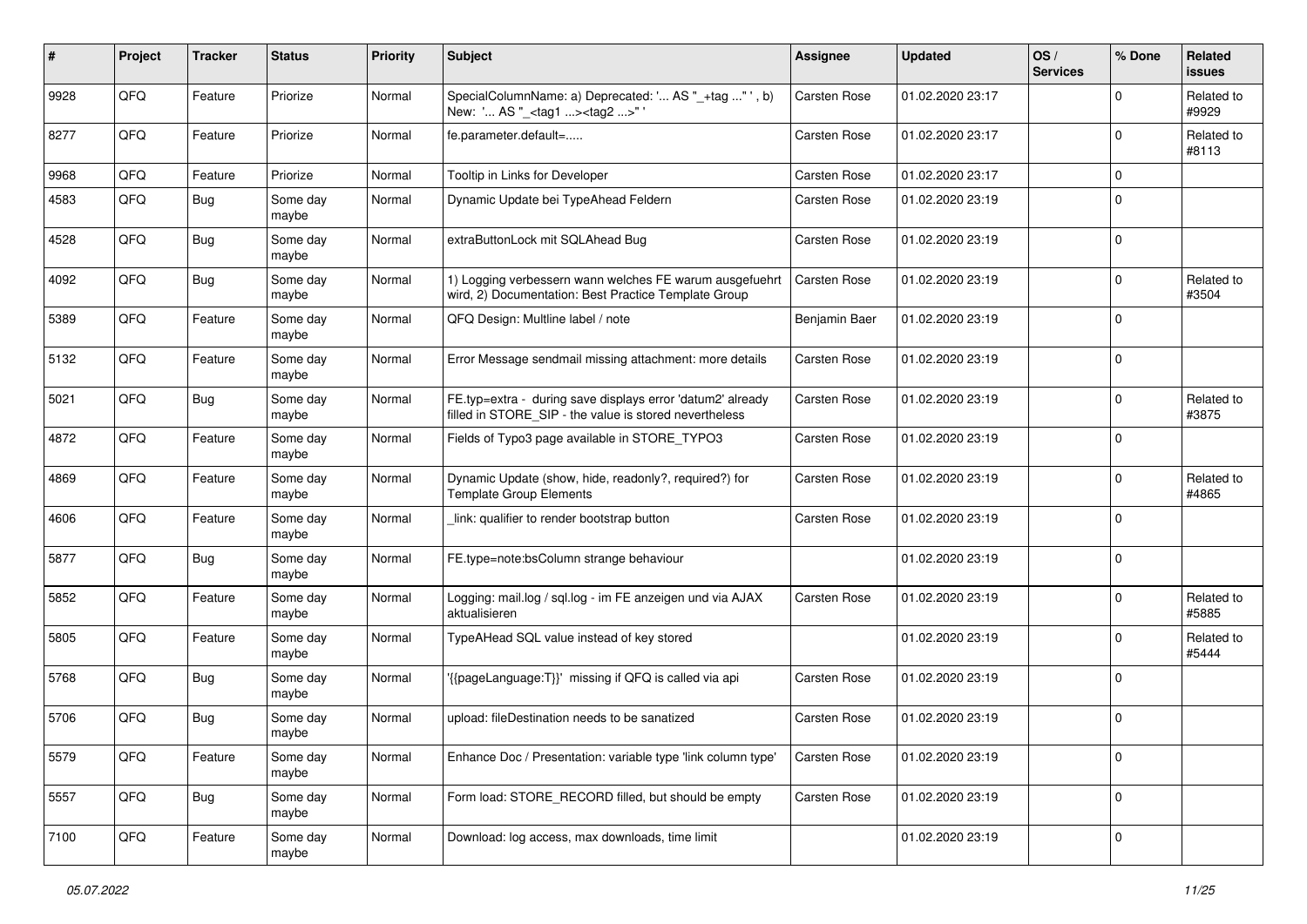| # | Project | Tracker | Status | Priority | Subject | Assignee | Updated | OS / Services | % Done | Related issues |
|---|---|---|---|---|---|---|---|---|---|---|
| 9928 | QFQ | Feature | Priorize | Normal | SpecialColumnName: a) Deprecated: '... AS "_+tag ..." ', b) New: '... AS "_<tag1 ...><tag2 ...>" ' | Carsten Rose | 01.02.2020 23:17 | | 0 | Related to #9929 |
| 8277 | QFQ | Feature | Priorize | Normal | fe.parameter.default=..... | Carsten Rose | 01.02.2020 23:17 | | 0 | Related to #8113 |
| 9968 | QFQ | Feature | Priorize | Normal | Tooltip in Links for Developer | Carsten Rose | 01.02.2020 23:17 | | 0 | |
| 4583 | QFQ | Bug | Some day maybe | Normal | Dynamic Update bei TypeAhead Feldern | Carsten Rose | 01.02.2020 23:19 | | 0 | |
| 4528 | QFQ | Bug | Some day maybe | Normal | extraButtonLock mit SQLAhead Bug | Carsten Rose | 01.02.2020 23:19 | | 0 | |
| 4092 | QFQ | Bug | Some day maybe | Normal | 1) Logging verbessern wann welches FE warum ausgefuehrt wird, 2) Documentation: Best Practice Template Group | Carsten Rose | 01.02.2020 23:19 | | 0 | Related to #3504 |
| 5389 | QFQ | Feature | Some day maybe | Normal | QFQ Design: Multline label / note | Benjamin Baer | 01.02.2020 23:19 | | 0 | |
| 5132 | QFQ | Feature | Some day maybe | Normal | Error Message sendmail missing attachment: more details | Carsten Rose | 01.02.2020 23:19 | | 0 | |
| 5021 | QFQ | Bug | Some day maybe | Normal | FE.typ=extra - during save displays error 'datum2' already filled in STORE_SIP - the value is stored nevertheless | Carsten Rose | 01.02.2020 23:19 | | 0 | Related to #3875 |
| 4872 | QFQ | Feature | Some day maybe | Normal | Fields of Typo3 page available in STORE_TYPO3 | Carsten Rose | 01.02.2020 23:19 | | 0 | |
| 4869 | QFQ | Feature | Some day maybe | Normal | Dynamic Update (show, hide, readonly?, required?) for Template Group Elements | Carsten Rose | 01.02.2020 23:19 | | 0 | Related to #4865 |
| 4606 | QFQ | Feature | Some day maybe | Normal | _link: qualifier to render bootstrap button | Carsten Rose | 01.02.2020 23:19 | | 0 | |
| 5877 | QFQ | Bug | Some day maybe | Normal | FE.type=note:bsColumn strange behaviour | | 01.02.2020 23:19 | | 0 | |
| 5852 | QFQ | Feature | Some day maybe | Normal | Logging: mail.log / sql.log - im FE anzeigen und via AJAX aktualisieren | Carsten Rose | 01.02.2020 23:19 | | 0 | Related to #5885 |
| 5805 | QFQ | Feature | Some day maybe | Normal | TypeAHead SQL value instead of key stored | | 01.02.2020 23:19 | | 0 | Related to #5444 |
| 5768 | QFQ | Bug | Some day maybe | Normal | '{{pageLanguage:T}}' missing if QFQ is called via api | Carsten Rose | 01.02.2020 23:19 | | 0 | |
| 5706 | QFQ | Bug | Some day maybe | Normal | upload: fileDestination needs to be sanatized | Carsten Rose | 01.02.2020 23:19 | | 0 | |
| 5579 | QFQ | Feature | Some day maybe | Normal | Enhance Doc / Presentation: variable type 'link column type' | Carsten Rose | 01.02.2020 23:19 | | 0 | |
| 5557 | QFQ | Bug | Some day maybe | Normal | Form load: STORE_RECORD filled, but should be empty | Carsten Rose | 01.02.2020 23:19 | | 0 | |
| 7100 | QFQ | Feature | Some day maybe | Normal | Download: log access, max downloads, time limit | | 01.02.2020 23:19 | | 0 | |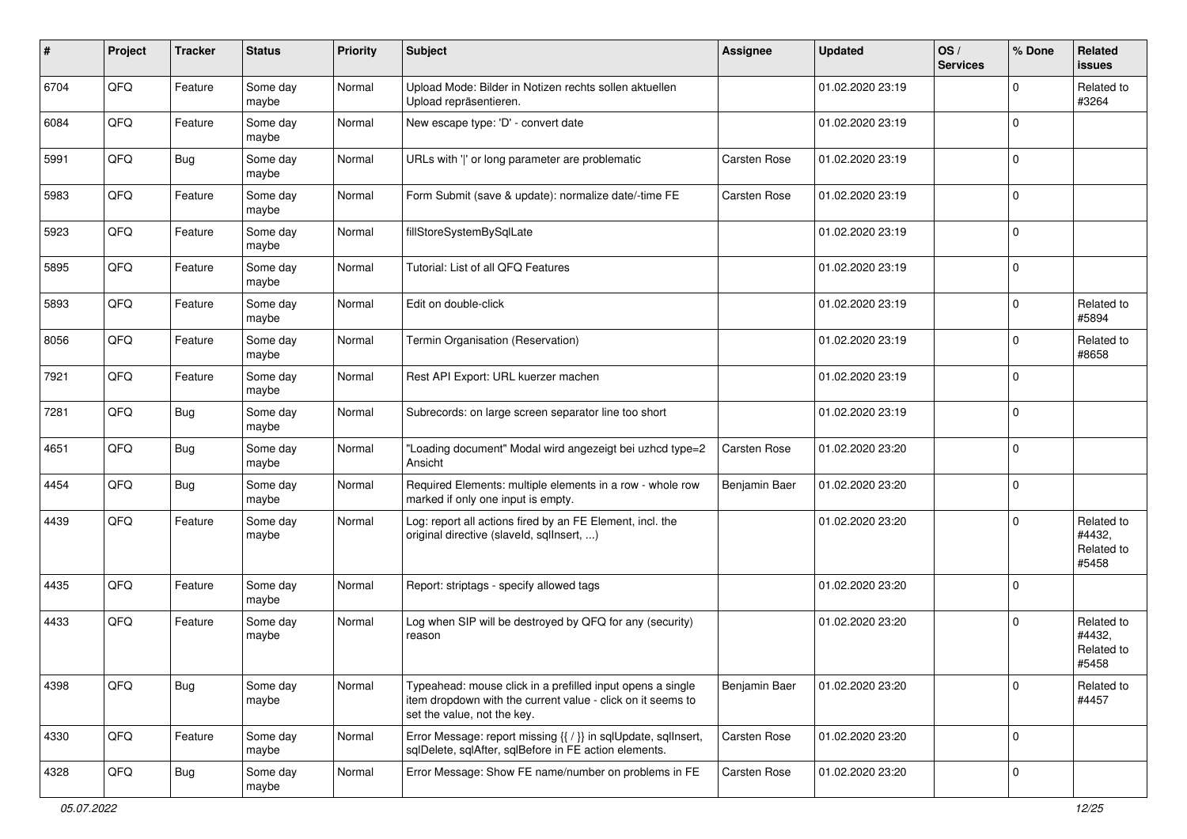| # | Project | Tracker | Status | Priority | Subject | Assignee | Updated | OS / Services | % Done | Related issues |
|---|---|---|---|---|---|---|---|---|---|---|
| 6704 | QFQ | Feature | Some day maybe | Normal | Upload Mode: Bilder in Notizen rechts sollen aktuellen Upload repräsentieren. | | 01.02.2020 23:19 | | 0 | Related to #3264 |
| 6084 | QFQ | Feature | Some day maybe | Normal | New escape type: 'D' - convert date | | 01.02.2020 23:19 | | 0 | |
| 5991 | QFQ | Bug | Some day maybe | Normal | URLs with '\|' or long parameter are problematic | Carsten Rose | 01.02.2020 23:19 | | 0 | |
| 5983 | QFQ | Feature | Some day maybe | Normal | Form Submit (save & update): normalize date/-time FE | Carsten Rose | 01.02.2020 23:19 | | 0 | |
| 5923 | QFQ | Feature | Some day maybe | Normal | fillStoreSystemBySqlLate | | 01.02.2020 23:19 | | 0 | |
| 5895 | QFQ | Feature | Some day maybe | Normal | Tutorial: List of all QFQ Features | | 01.02.2020 23:19 | | 0 | |
| 5893 | QFQ | Feature | Some day maybe | Normal | Edit on double-click | | 01.02.2020 23:19 | | 0 | Related to #5894 |
| 8056 | QFQ | Feature | Some day maybe | Normal | Termin Organisation (Reservation) | | 01.02.2020 23:19 | | 0 | Related to #8658 |
| 7921 | QFQ | Feature | Some day maybe | Normal | Rest API Export: URL kuerzer machen | | 01.02.2020 23:19 | | 0 | |
| 7281 | QFQ | Bug | Some day maybe | Normal | Subrecords: on large screen separator line too short | | 01.02.2020 23:19 | | 0 | |
| 4651 | QFQ | Bug | Some day maybe | Normal | "Loading document" Modal wird angezeigt bei uzhcd type=2 Ansicht | Carsten Rose | 01.02.2020 23:20 | | 0 | |
| 4454 | QFQ | Bug | Some day maybe | Normal | Required Elements: multiple elements in a row - whole row marked if only one input is empty. | Benjamin Baer | 01.02.2020 23:20 | | 0 | |
| 4439 | QFQ | Feature | Some day maybe | Normal | Log: report all actions fired by an FE Element, incl. the original directive (slaveId, sqlInsert, ...) | | 01.02.2020 23:20 | | 0 | Related to #4432, Related to #5458 |
| 4435 | QFQ | Feature | Some day maybe | Normal | Report: striptags - specify allowed tags | | 01.02.2020 23:20 | | 0 | |
| 4433 | QFQ | Feature | Some day maybe | Normal | Log when SIP will be destroyed by QFQ for any (security) reason | | 01.02.2020 23:20 | | 0 | Related to #4432, Related to #5458 |
| 4398 | QFQ | Bug | Some day maybe | Normal | Typeahead: mouse click in a prefilled input opens a single item dropdown with the current value - click on it seems to set the value, not the key. | Benjamin Baer | 01.02.2020 23:20 | | 0 | Related to #4457 |
| 4330 | QFQ | Feature | Some day maybe | Normal | Error Message: report missing {{ / }} in sqlUpdate, sqlInsert, sqlDelete, sqlAfter, sqlBefore in FE action elements. | Carsten Rose | 01.02.2020 23:20 | | 0 | |
| 4328 | QFQ | Bug | Some day maybe | Normal | Error Message: Show FE name/number on problems in FE | Carsten Rose | 01.02.2020 23:20 | | 0 | |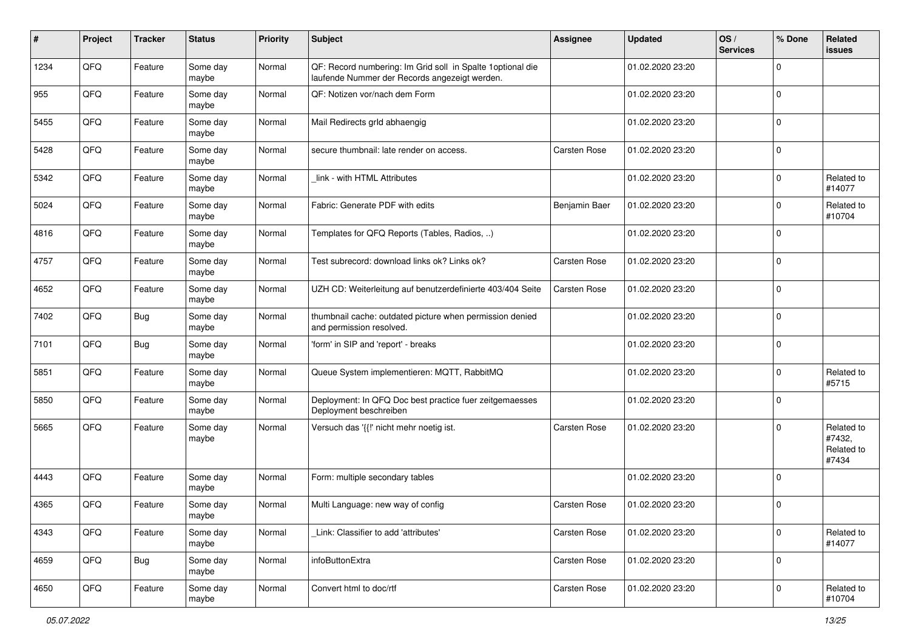| # | Project | Tracker | Status | Priority | Subject | Assignee | Updated | OS / Services | % Done | Related issues |
|---|---|---|---|---|---|---|---|---|---|---|
| 1234 | QFQ | Feature | Some day maybe | Normal | QF: Record numbering: Im Grid soll in Spalte 1optional die laufende Nummer der Records angezeigt werden. | | 01.02.2020 23:20 | | 0 | |
| 955 | QFQ | Feature | Some day maybe | Normal | QF: Notizen vor/nach dem Form | | 01.02.2020 23:20 | | 0 | |
| 5455 | QFQ | Feature | Some day maybe | Normal | Mail Redirects grId abhaengig | | 01.02.2020 23:20 | | 0 | |
| 5428 | QFQ | Feature | Some day maybe | Normal | secure thumbnail: late render on access. | Carsten Rose | 01.02.2020 23:20 | | 0 | |
| 5342 | QFQ | Feature | Some day maybe | Normal | _link - with HTML Attributes | | 01.02.2020 23:20 | | 0 | Related to #14077 |
| 5024 | QFQ | Feature | Some day maybe | Normal | Fabric: Generate PDF with edits | Benjamin Baer | 01.02.2020 23:20 | | 0 | Related to #10704 |
| 4816 | QFQ | Feature | Some day maybe | Normal | Templates for QFQ Reports (Tables, Radios, ..) | | 01.02.2020 23:20 | | 0 | |
| 4757 | QFQ | Feature | Some day maybe | Normal | Test subrecord: download links ok? Links ok? | Carsten Rose | 01.02.2020 23:20 | | 0 | |
| 4652 | QFQ | Feature | Some day maybe | Normal | UZH CD: Weiterleitung auf benutzerdefinierte 403/404 Seite | Carsten Rose | 01.02.2020 23:20 | | 0 | |
| 7402 | QFQ | Bug | Some day maybe | Normal | thumbnail cache: outdated picture when permission denied and permission resolved. | | 01.02.2020 23:20 | | 0 | |
| 7101 | QFQ | Bug | Some day maybe | Normal | 'form' in SIP and 'report' - breaks | | 01.02.2020 23:20 | | 0 | |
| 5851 | QFQ | Feature | Some day maybe | Normal | Queue System implementieren: MQTT, RabbitMQ | | 01.02.2020 23:20 | | 0 | Related to #5715 |
| 5850 | QFQ | Feature | Some day maybe | Normal | Deployment: In QFQ Doc best practice fuer zeitgemaesses Deployment beschreiben | | 01.02.2020 23:20 | | 0 | |
| 5665 | QFQ | Feature | Some day maybe | Normal | Versuch das '{{!' nicht mehr noetig ist. | Carsten Rose | 01.02.2020 23:20 | | 0 | Related to #7432, Related to #7434 |
| 4443 | QFQ | Feature | Some day maybe | Normal | Form: multiple secondary tables | | 01.02.2020 23:20 | | 0 | |
| 4365 | QFQ | Feature | Some day maybe | Normal | Multi Language: new way of config | Carsten Rose | 01.02.2020 23:20 | | 0 | |
| 4343 | QFQ | Feature | Some day maybe | Normal | _Link: Classifier to add 'attributes' | Carsten Rose | 01.02.2020 23:20 | | 0 | Related to #14077 |
| 4659 | QFQ | Bug | Some day maybe | Normal | infoButtonExtra | Carsten Rose | 01.02.2020 23:20 | | 0 | |
| 4650 | QFQ | Feature | Some day maybe | Normal | Convert html to doc/rtf | Carsten Rose | 01.02.2020 23:20 | | 0 | Related to #10704 |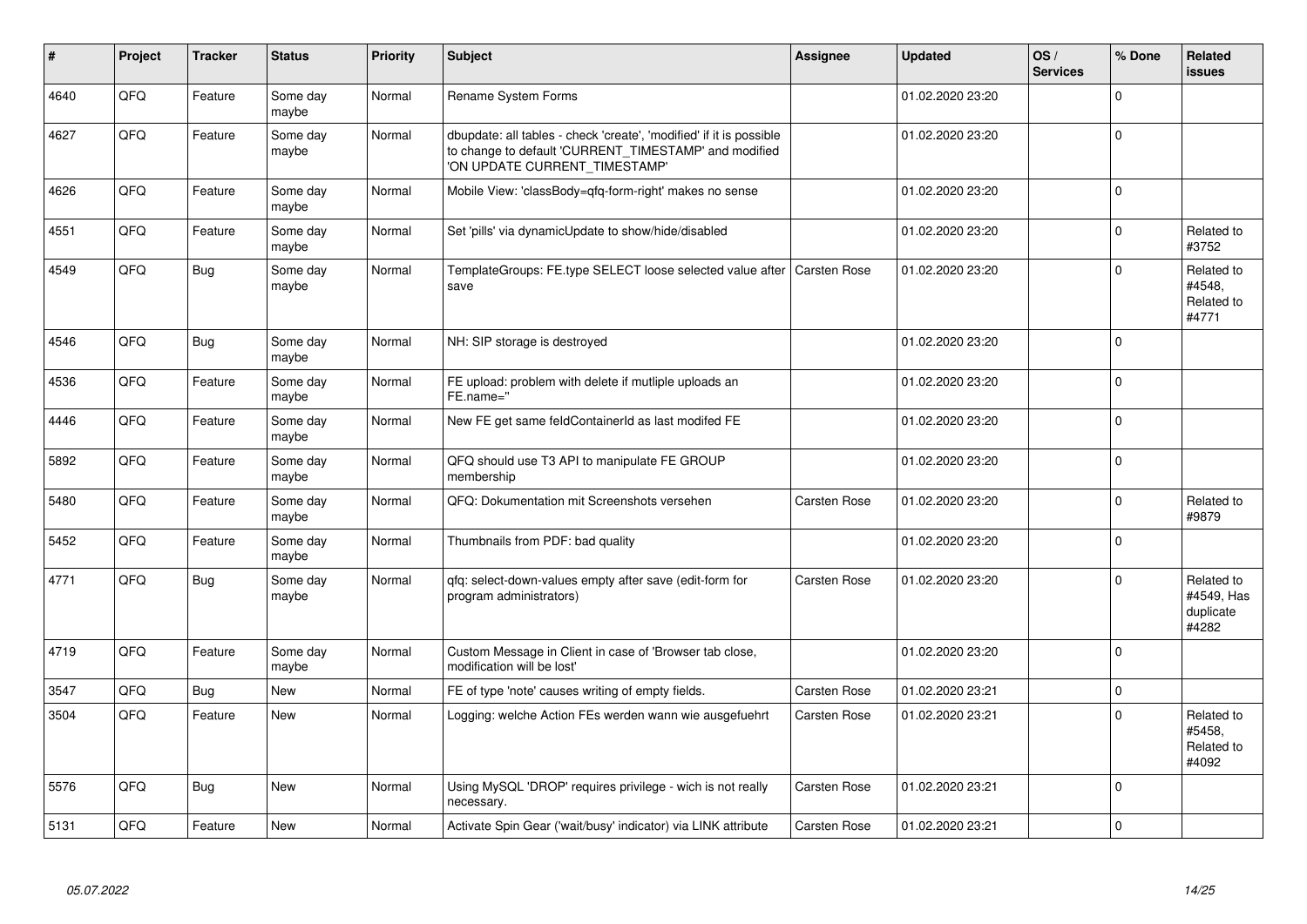| # | Project | Tracker | Status | Priority | Subject | Assignee | Updated | OS / Services | % Done | Related issues |
|---|---|---|---|---|---|---|---|---|---|---|
| 4640 | QFQ | Feature | Some day maybe | Normal | Rename System Forms | | 01.02.2020 23:20 | | 0 | |
| 4627 | QFQ | Feature | Some day maybe | Normal | dbupdate: all tables - check 'create', 'modified' if it is possible to change to default 'CURRENT_TIMESTAMP' and modified 'ON UPDATE CURRENT_TIMESTAMP' | | 01.02.2020 23:20 | | 0 | |
| 4626 | QFQ | Feature | Some day maybe | Normal | Mobile View: 'classBody=qfq-form-right' makes no sense | | 01.02.2020 23:20 | | 0 | |
| 4551 | QFQ | Feature | Some day maybe | Normal | Set 'pills' via dynamicUpdate to show/hide/disabled | | 01.02.2020 23:20 | | 0 | Related to #3752 |
| 4549 | QFQ | Bug | Some day maybe | Normal | TemplateGroups: FE.type SELECT loose selected value after save | Carsten Rose | 01.02.2020 23:20 | | 0 | Related to #4548, Related to #4771 |
| 4546 | QFQ | Bug | Some day maybe | Normal | NH: SIP storage is destroyed | | 01.02.2020 23:20 | | 0 | |
| 4536 | QFQ | Feature | Some day maybe | Normal | FE upload: problem with delete if mutliple uploads an FE.name='' | | 01.02.2020 23:20 | | 0 | |
| 4446 | QFQ | Feature | Some day maybe | Normal | New FE get same feldContainerId as last modifed FE | | 01.02.2020 23:20 | | 0 | |
| 5892 | QFQ | Feature | Some day maybe | Normal | QFQ should use T3 API to manipulate FE GROUP membership | | 01.02.2020 23:20 | | 0 | |
| 5480 | QFQ | Feature | Some day maybe | Normal | QFQ: Dokumentation mit Screenshots versehen | Carsten Rose | 01.02.2020 23:20 | | 0 | Related to #9879 |
| 5452 | QFQ | Feature | Some day maybe | Normal | Thumbnails from PDF: bad quality | | 01.02.2020 23:20 | | 0 | |
| 4771 | QFQ | Bug | Some day maybe | Normal | qfq: select-down-values empty after save (edit-form for program administrators) | Carsten Rose | 01.02.2020 23:20 | | 0 | Related to #4549, Has duplicate #4282 |
| 4719 | QFQ | Feature | Some day maybe | Normal | Custom Message in Client in case of 'Browser tab close, modification will be lost' | | 01.02.2020 23:20 | | 0 | |
| 3547 | QFQ | Bug | New | Normal | FE of type 'note' causes writing of empty fields. | Carsten Rose | 01.02.2020 23:21 | | 0 | |
| 3504 | QFQ | Feature | New | Normal | Logging: welche Action FEs werden wann wie ausgefuehrt | Carsten Rose | 01.02.2020 23:21 | | 0 | Related to #5458, Related to #4092 |
| 5576 | QFQ | Bug | New | Normal | Using MySQL 'DROP' requires privilege - wich is not really necessary. | Carsten Rose | 01.02.2020 23:21 | | 0 | |
| 5131 | QFQ | Feature | New | Normal | Activate Spin Gear ('wait/busy' indicator) via LINK attribute | Carsten Rose | 01.02.2020 23:21 | | 0 | |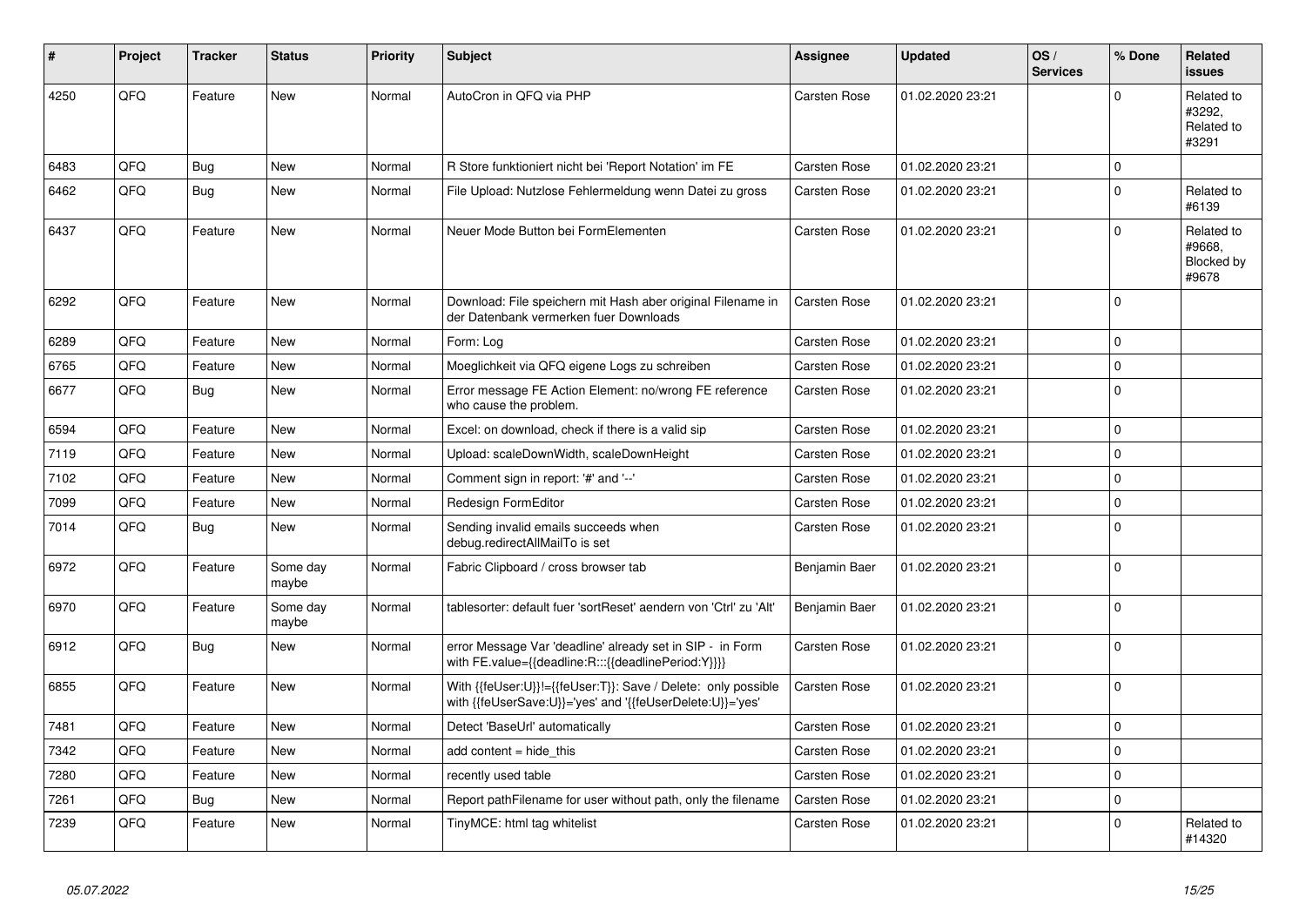| # | Project | Tracker | Status | Priority | Subject | Assignee | Updated | OS / Services | % Done | Related issues |
|---|---|---|---|---|---|---|---|---|---|---|
| 4250 | QFQ | Feature | New | Normal | AutoCron in QFQ via PHP | Carsten Rose | 01.02.2020 23:21 | | 0 | Related to #3292, Related to #3291 |
| 6483 | QFQ | Bug | New | Normal | R Store funktioniert nicht bei 'Report Notation' im FE | Carsten Rose | 01.02.2020 23:21 | | 0 | |
| 6462 | QFQ | Bug | New | Normal | File Upload: Nutzlose Fehlermeldung wenn Datei zu gross | Carsten Rose | 01.02.2020 23:21 | | 0 | Related to #6139 |
| 6437 | QFQ | Feature | New | Normal | Neuer Mode Button bei FormElementen | Carsten Rose | 01.02.2020 23:21 | | 0 | Related to #9668, Blocked by #9678 |
| 6292 | QFQ | Feature | New | Normal | Download: File speichern mit Hash aber original Filename in der Datenbank vermerken fuer Downloads | Carsten Rose | 01.02.2020 23:21 | | 0 | |
| 6289 | QFQ | Feature | New | Normal | Form: Log | Carsten Rose | 01.02.2020 23:21 | | 0 | |
| 6765 | QFQ | Feature | New | Normal | Moeglichkeit via QFQ eigene Logs zu schreiben | Carsten Rose | 01.02.2020 23:21 | | 0 | |
| 6677 | QFQ | Bug | New | Normal | Error message FE Action Element: no/wrong FE reference who cause the problem. | Carsten Rose | 01.02.2020 23:21 | | 0 | |
| 6594 | QFQ | Feature | New | Normal | Excel: on download, check if there is a valid sip | Carsten Rose | 01.02.2020 23:21 | | 0 | |
| 7119 | QFQ | Feature | New | Normal | Upload: scaleDownWidth, scaleDownHeight | Carsten Rose | 01.02.2020 23:21 | | 0 | |
| 7102 | QFQ | Feature | New | Normal | Comment sign in report: '#' and '--' | Carsten Rose | 01.02.2020 23:21 | | 0 | |
| 7099 | QFQ | Feature | New | Normal | Redesign FormEditor | Carsten Rose | 01.02.2020 23:21 | | 0 | |
| 7014 | QFQ | Bug | New | Normal | Sending invalid emails succeeds when debug.redirectAllMailTo is set | Carsten Rose | 01.02.2020 23:21 | | 0 | |
| 6972 | QFQ | Feature | Some day maybe | Normal | Fabric Clipboard / cross browser tab | Benjamin Baer | 01.02.2020 23:21 | | 0 | |
| 6970 | QFQ | Feature | Some day maybe | Normal | tablesorter: default fuer 'sortReset' aendern von 'Ctrl' zu 'Alt' | Benjamin Baer | 01.02.2020 23:21 | | 0 | |
| 6912 | QFQ | Bug | New | Normal | error Message Var 'deadline' already set in SIP - in Form with FE.value={{deadline:R:::{{deadlinePeriod:Y}}}} | Carsten Rose | 01.02.2020 23:21 | | 0 | |
| 6855 | QFQ | Feature | New | Normal | With {{feUser:U}}!={{feUser:T}}: Save / Delete: only possible with {{feUserSave:U}}='yes' and '{{feUserDelete:U}}='yes' | Carsten Rose | 01.02.2020 23:21 | | 0 | |
| 7481 | QFQ | Feature | New | Normal | Detect 'BaseUrl' automatically | Carsten Rose | 01.02.2020 23:21 | | 0 | |
| 7342 | QFQ | Feature | New | Normal | add content = hide_this | Carsten Rose | 01.02.2020 23:21 | | 0 | |
| 7280 | QFQ | Feature | New | Normal | recently used table | Carsten Rose | 01.02.2020 23:21 | | 0 | |
| 7261 | QFQ | Bug | New | Normal | Report pathFilename for user without path, only the filename | Carsten Rose | 01.02.2020 23:21 | | 0 | |
| 7239 | QFQ | Feature | New | Normal | TinyMCE: html tag whitelist | Carsten Rose | 01.02.2020 23:21 | | 0 | Related to #14320 |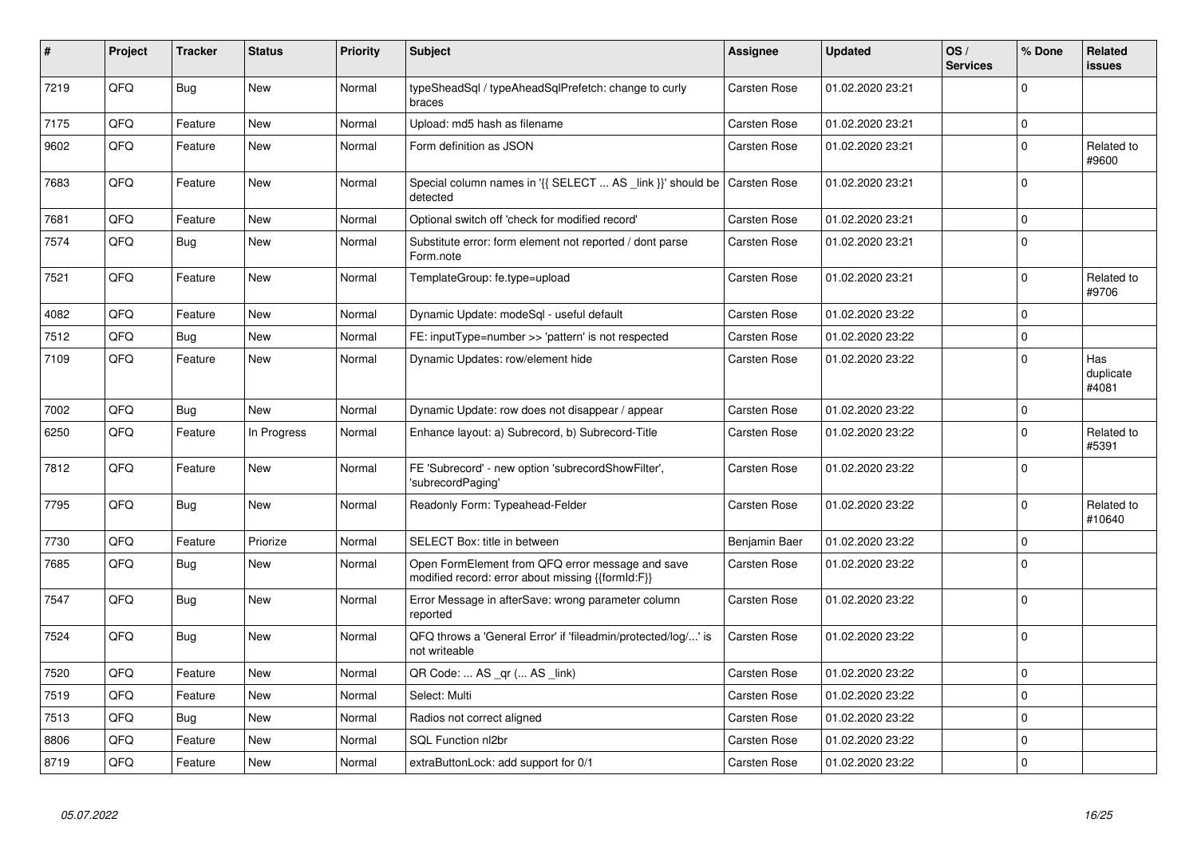| # | Project | Tracker | Status | Priority | Subject | Assignee | Updated | OS / Services | % Done | Related issues |
|---|---|---|---|---|---|---|---|---|---|---|
| 7219 | QFQ | Bug | New | Normal | typeSheadSql / typeAheadSqlPrefetch: change to curly braces | Carsten Rose | 01.02.2020 23:21 | | 0 | |
| 7175 | QFQ | Feature | New | Normal | Upload: md5 hash as filename | Carsten Rose | 01.02.2020 23:21 | | 0 | |
| 9602 | QFQ | Feature | New | Normal | Form definition as JSON | Carsten Rose | 01.02.2020 23:21 | | 0 | Related to #9600 |
| 7683 | QFQ | Feature | New | Normal | Special column names in '{{ SELECT ... AS _link }}' should be detected | Carsten Rose | 01.02.2020 23:21 | | 0 | |
| 7681 | QFQ | Feature | New | Normal | Optional switch off 'check for modified record' | Carsten Rose | 01.02.2020 23:21 | | 0 | |
| 7574 | QFQ | Bug | New | Normal | Substitute error: form element not reported / dont parse Form.note | Carsten Rose | 01.02.2020 23:21 | | 0 | |
| 7521 | QFQ | Feature | New | Normal | TemplateGroup: fe.type=upload | Carsten Rose | 01.02.2020 23:21 | | 0 | Related to #9706 |
| 4082 | QFQ | Feature | New | Normal | Dynamic Update: modeSql - useful default | Carsten Rose | 01.02.2020 23:22 | | 0 | |
| 7512 | QFQ | Bug | New | Normal | FE: inputType=number >> 'pattern' is not respected | Carsten Rose | 01.02.2020 23:22 | | 0 | |
| 7109 | QFQ | Feature | New | Normal | Dynamic Updates: row/element hide | Carsten Rose | 01.02.2020 23:22 | | 0 | Has duplicate #4081 |
| 7002 | QFQ | Bug | New | Normal | Dynamic Update: row does not disappear / appear | Carsten Rose | 01.02.2020 23:22 | | 0 | |
| 6250 | QFQ | Feature | In Progress | Normal | Enhance layout: a) Subrecord, b) Subrecord-Title | Carsten Rose | 01.02.2020 23:22 | | 0 | Related to #5391 |
| 7812 | QFQ | Feature | New | Normal | FE 'Subrecord' - new option 'subrecordShowFilter', 'subrecordPaging' | Carsten Rose | 01.02.2020 23:22 | | 0 | |
| 7795 | QFQ | Bug | New | Normal | Readonly Form: Typeahead-Felder | Carsten Rose | 01.02.2020 23:22 | | 0 | Related to #10640 |
| 7730 | QFQ | Feature | Priorize | Normal | SELECT Box: title in between | Benjamin Baer | 01.02.2020 23:22 | | 0 | |
| 7685 | QFQ | Bug | New | Normal | Open FormElement from QFQ error message and save modified record: error about missing {{formId:F}} | Carsten Rose | 01.02.2020 23:22 | | 0 | |
| 7547 | QFQ | Bug | New | Normal | Error Message in afterSave: wrong parameter column reported | Carsten Rose | 01.02.2020 23:22 | | 0 | |
| 7524 | QFQ | Bug | New | Normal | QFQ throws a 'General Error' if 'fileadmin/protected/log/...' is not writeable | Carsten Rose | 01.02.2020 23:22 | | 0 | |
| 7520 | QFQ | Feature | New | Normal | QR Code: ... AS _qr (... AS _link) | Carsten Rose | 01.02.2020 23:22 | | 0 | |
| 7519 | QFQ | Feature | New | Normal | Select: Multi | Carsten Rose | 01.02.2020 23:22 | | 0 | |
| 7513 | QFQ | Bug | New | Normal | Radios not correct aligned | Carsten Rose | 01.02.2020 23:22 | | 0 | |
| 8806 | QFQ | Feature | New | Normal | SQL Function nl2br | Carsten Rose | 01.02.2020 23:22 | | 0 | |
| 8719 | QFQ | Feature | New | Normal | extraButtonLock: add support for 0/1 | Carsten Rose | 01.02.2020 23:22 | | 0 | |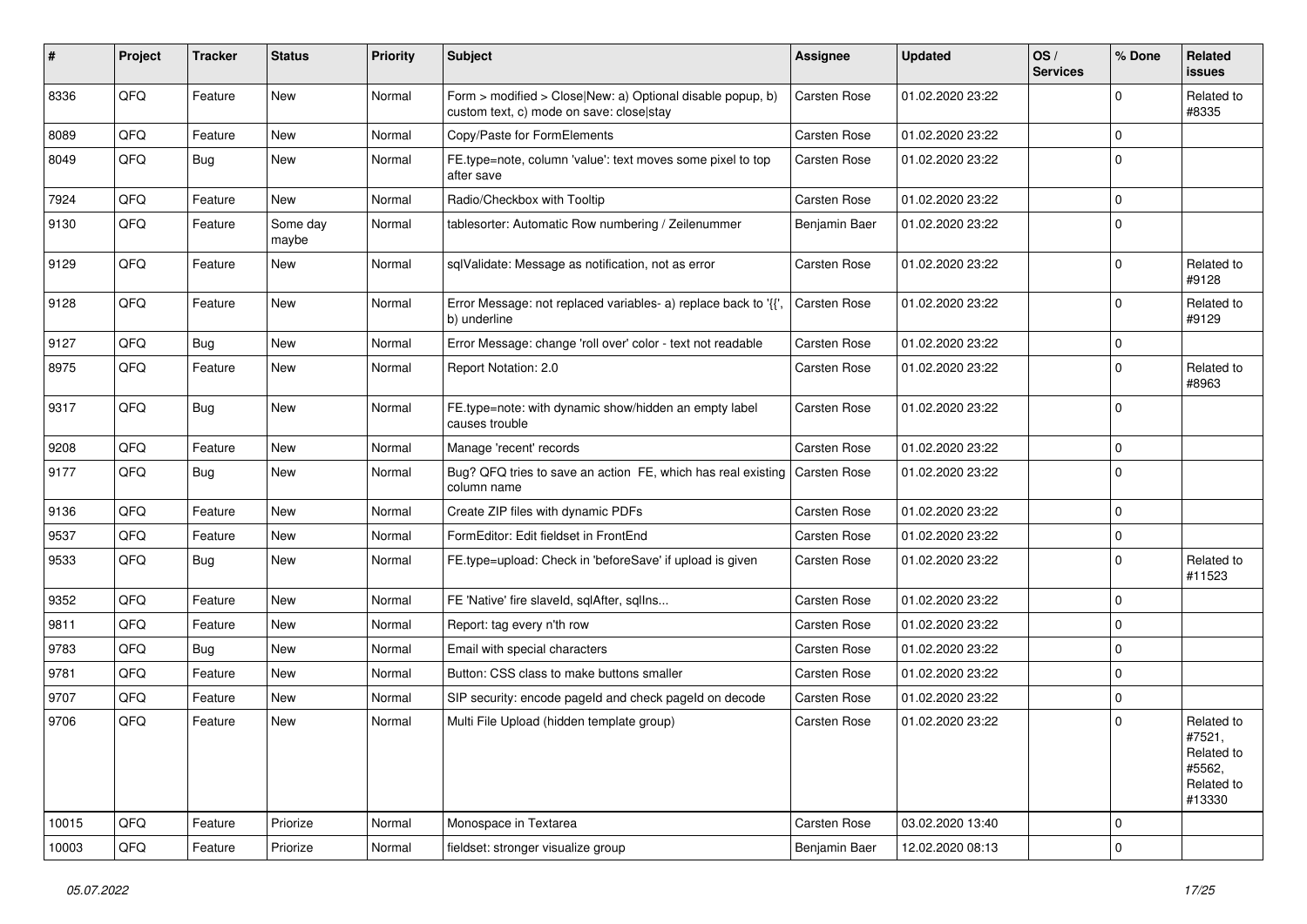| # | Project | Tracker | Status | Priority | Subject | Assignee | Updated | OS / Services | % Done | Related issues |
|---|---|---|---|---|---|---|---|---|---|---|
| 8336 | QFQ | Feature | New | Normal | Form > modified > Close\|New: a) Optional disable popup, b) custom text, c) mode on save: close\|stay | Carsten Rose | 01.02.2020 23:22 | | 0 | Related to #8335 |
| 8089 | QFQ | Feature | New | Normal | Copy/Paste for FormElements | Carsten Rose | 01.02.2020 23:22 | | 0 | |
| 8049 | QFQ | Bug | New | Normal | FE.type=note, column 'value': text moves some pixel to top after save | Carsten Rose | 01.02.2020 23:22 | | 0 | |
| 7924 | QFQ | Feature | New | Normal | Radio/Checkbox with Tooltip | Carsten Rose | 01.02.2020 23:22 | | 0 | |
| 9130 | QFQ | Feature | Some day maybe | Normal | tablesorter: Automatic Row numbering / Zeilenummer | Benjamin Baer | 01.02.2020 23:22 | | 0 | |
| 9129 | QFQ | Feature | New | Normal | sqlValidate: Message as notification, not as error | Carsten Rose | 01.02.2020 23:22 | | 0 | Related to #9128 |
| 9128 | QFQ | Feature | New | Normal | Error Message: not replaced variables- a) replace back to '{{', b) underline | Carsten Rose | 01.02.2020 23:22 | | 0 | Related to #9129 |
| 9127 | QFQ | Bug | New | Normal | Error Message: change 'roll over' color - text not readable | Carsten Rose | 01.02.2020 23:22 | | 0 | |
| 8975 | QFQ | Feature | New | Normal | Report Notation: 2.0 | Carsten Rose | 01.02.2020 23:22 | | 0 | Related to #8963 |
| 9317 | QFQ | Bug | New | Normal | FE.type=note: with dynamic show/hidden an empty label causes trouble | Carsten Rose | 01.02.2020 23:22 | | 0 | |
| 9208 | QFQ | Feature | New | Normal | Manage 'recent' records | Carsten Rose | 01.02.2020 23:22 | | 0 | |
| 9177 | QFQ | Bug | New | Normal | Bug? QFQ tries to save an action FE, which has real existing column name | Carsten Rose | 01.02.2020 23:22 | | 0 | |
| 9136 | QFQ | Feature | New | Normal | Create ZIP files with dynamic PDFs | Carsten Rose | 01.02.2020 23:22 | | 0 | |
| 9537 | QFQ | Feature | New | Normal | FormEditor: Edit fieldset in FrontEnd | Carsten Rose | 01.02.2020 23:22 | | 0 | |
| 9533 | QFQ | Bug | New | Normal | FE.type=upload: Check in 'beforeSave' if upload is given | Carsten Rose | 01.02.2020 23:22 | | 0 | Related to #11523 |
| 9352 | QFQ | Feature | New | Normal | FE 'Native' fire slaveId, sqlAfter, sqlIns... | Carsten Rose | 01.02.2020 23:22 | | 0 | |
| 9811 | QFQ | Feature | New | Normal | Report: tag every n'th row | Carsten Rose | 01.02.2020 23:22 | | 0 | |
| 9783 | QFQ | Bug | New | Normal | Email with special characters | Carsten Rose | 01.02.2020 23:22 | | 0 | |
| 9781 | QFQ | Feature | New | Normal | Button: CSS class to make buttons smaller | Carsten Rose | 01.02.2020 23:22 | | 0 | |
| 9707 | QFQ | Feature | New | Normal | SIP security: encode pageId and check pageId on decode | Carsten Rose | 01.02.2020 23:22 | | 0 | |
| 9706 | QFQ | Feature | New | Normal | Multi File Upload (hidden template group) | Carsten Rose | 01.02.2020 23:22 | | 0 | Related to #7521, Related to #5562, Related to #13330 |
| 10015 | QFQ | Feature | Priorize | Normal | Monospace in Textarea | Carsten Rose | 03.02.2020 13:40 | | 0 | |
| 10003 | QFQ | Feature | Priorize | Normal | fieldset: stronger visualize group | Benjamin Baer | 12.02.2020 08:13 | | 0 | |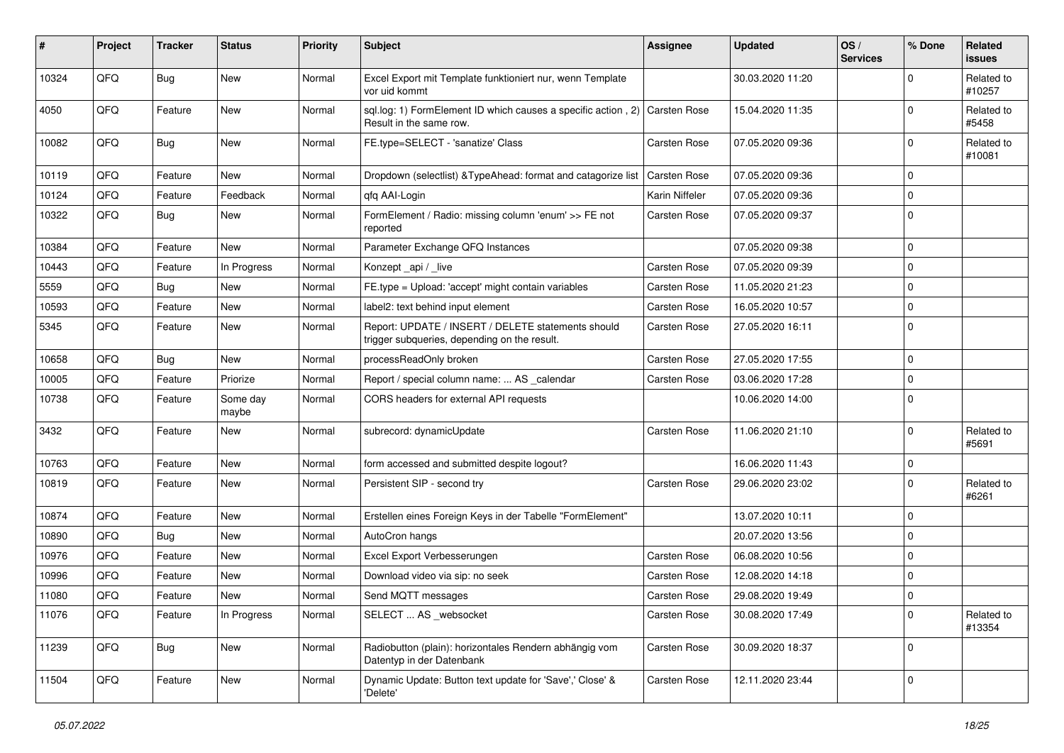| # | Project | Tracker | Status | Priority | Subject | Assignee | Updated | OS / Services | % Done | Related issues |
|---|---|---|---|---|---|---|---|---|---|---|
| 10324 | QFQ | Bug | New | Normal | Excel Export mit Template funktioniert nur, wenn Template vor uid kommt | | 30.03.2020 11:20 | | 0 | Related to #10257 |
| 4050 | QFQ | Feature | New | Normal | sql.log: 1) FormElement ID which causes a specific action , 2) Result in the same row. | Carsten Rose | 15.04.2020 11:35 | | 0 | Related to #5458 |
| 10082 | QFQ | Bug | New | Normal | FE.type=SELECT - 'sanatize' Class | Carsten Rose | 07.05.2020 09:36 | | 0 | Related to #10081 |
| 10119 | QFQ | Feature | New | Normal | Dropdown (selectlist) &TypeAhead: format and catagorize list | Carsten Rose | 07.05.2020 09:36 | | 0 | |
| 10124 | QFQ | Feature | Feedback | Normal | qfq AAI-Login | Karin Niffeler | 07.05.2020 09:36 | | 0 | |
| 10322 | QFQ | Bug | New | Normal | FormElement / Radio: missing column 'enum' >> FE not reported | Carsten Rose | 07.05.2020 09:37 | | 0 | |
| 10384 | QFQ | Feature | New | Normal | Parameter Exchange QFQ Instances | | 07.05.2020 09:38 | | 0 | |
| 10443 | QFQ | Feature | In Progress | Normal | Konzept _api / _live | Carsten Rose | 07.05.2020 09:39 | | 0 | |
| 5559 | QFQ | Bug | New | Normal | FE.type = Upload: 'accept' might contain variables | Carsten Rose | 11.05.2020 21:23 | | 0 | |
| 10593 | QFQ | Feature | New | Normal | label2: text behind input element | Carsten Rose | 16.05.2020 10:57 | | 0 | |
| 5345 | QFQ | Feature | New | Normal | Report: UPDATE / INSERT / DELETE statements should trigger subqueries, depending on the result. | Carsten Rose | 27.05.2020 16:11 | | 0 | |
| 10658 | QFQ | Bug | New | Normal | processReadOnly broken | Carsten Rose | 27.05.2020 17:55 | | 0 | |
| 10005 | QFQ | Feature | Priorize | Normal | Report / special column name: ... AS _calendar | Carsten Rose | 03.06.2020 17:28 | | 0 | |
| 10738 | QFQ | Feature | Some day maybe | Normal | CORS headers for external API requests | | 10.06.2020 14:00 | | 0 | |
| 3432 | QFQ | Feature | New | Normal | subrecord: dynamicUpdate | Carsten Rose | 11.06.2020 21:10 | | 0 | Related to #5691 |
| 10763 | QFQ | Feature | New | Normal | form accessed and submitted despite logout? | | 16.06.2020 11:43 | | 0 | |
| 10819 | QFQ | Feature | New | Normal | Persistent SIP - second try | Carsten Rose | 29.06.2020 23:02 | | 0 | Related to #6261 |
| 10874 | QFQ | Feature | New | Normal | Erstellen eines Foreign Keys in der Tabelle "FormElement" | | 13.07.2020 10:11 | | 0 | |
| 10890 | QFQ | Bug | New | Normal | AutoCron hangs | | 20.07.2020 13:56 | | 0 | |
| 10976 | QFQ | Feature | New | Normal | Excel Export Verbesserungen | Carsten Rose | 06.08.2020 10:56 | | 0 | |
| 10996 | QFQ | Feature | New | Normal | Download video via sip: no seek | Carsten Rose | 12.08.2020 14:18 | | 0 | |
| 11080 | QFQ | Feature | New | Normal | Send MQTT messages | Carsten Rose | 29.08.2020 19:49 | | 0 | |
| 11076 | QFQ | Feature | In Progress | Normal | SELECT ... AS _websocket | Carsten Rose | 30.08.2020 17:49 | | 0 | Related to #13354 |
| 11239 | QFQ | Bug | New | Normal | Radiobutton (plain): horizontales Rendern abhängig vom Datentyp in der Datenbank | Carsten Rose | 30.09.2020 18:37 | | 0 | |
| 11504 | QFQ | Feature | New | Normal | Dynamic Update: Button text update for 'Save',' Close' & 'Delete' | Carsten Rose | 12.11.2020 23:44 | | 0 | |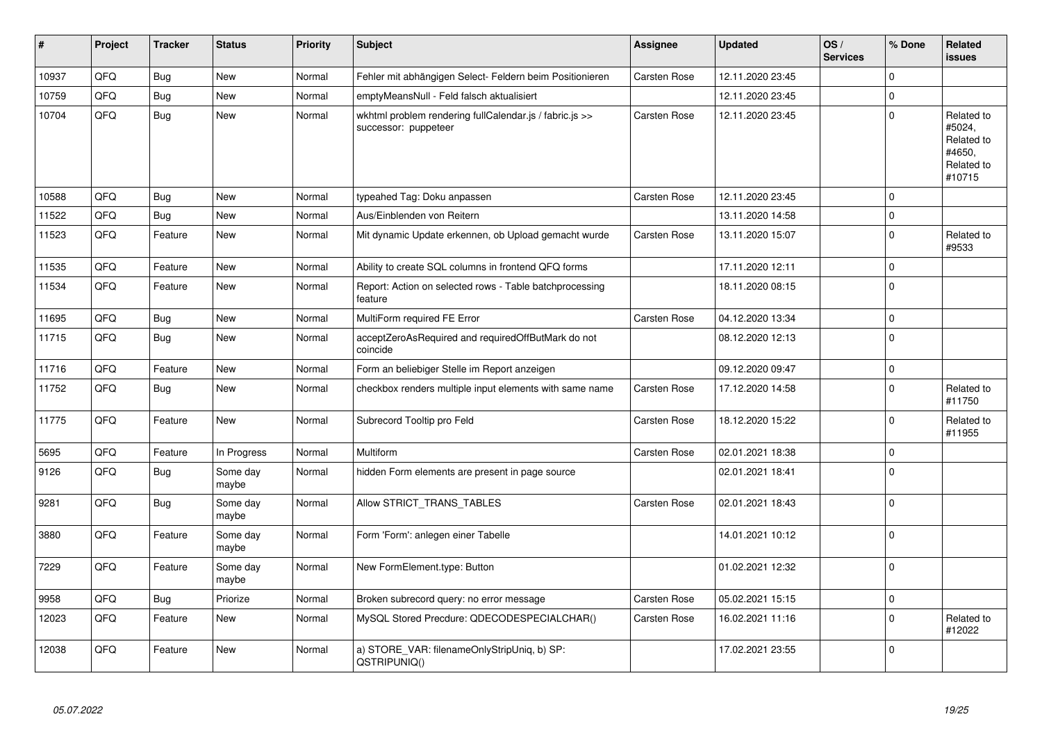| # | Project | Tracker | Status | Priority | Subject | Assignee | Updated | OS / Services | % Done | Related issues |
|---|---|---|---|---|---|---|---|---|---|---|
| 10937 | QFQ | Bug | New | Normal | Fehler mit abhängigen Select- Feldern beim Positionieren | Carsten Rose | 12.11.2020 23:45 | | 0 | |
| 10759 | QFQ | Bug | New | Normal | emptyMeansNull - Feld falsch aktualisiert | | 12.11.2020 23:45 | | 0 | |
| 10704 | QFQ | Bug | New | Normal | wkhtml problem rendering fullCalendar.js / fabric.js >> successor: puppeteer | Carsten Rose | 12.11.2020 23:45 | | 0 | Related to #5024, Related to #4650, Related to #10715 |
| 10588 | QFQ | Bug | New | Normal | typeahed Tag: Doku anpassen | Carsten Rose | 12.11.2020 23:45 | | 0 | |
| 11522 | QFQ | Bug | New | Normal | Aus/Einblenden von Reitern | | 13.11.2020 14:58 | | 0 | |
| 11523 | QFQ | Feature | New | Normal | Mit dynamic Update erkennen, ob Upload gemacht wurde | Carsten Rose | 13.11.2020 15:07 | | 0 | Related to #9533 |
| 11535 | QFQ | Feature | New | Normal | Ability to create SQL columns in frontend QFQ forms | | 17.11.2020 12:11 | | 0 | |
| 11534 | QFQ | Feature | New | Normal | Report: Action on selected rows - Table batchprocessing feature | | 18.11.2020 08:15 | | 0 | |
| 11695 | QFQ | Bug | New | Normal | MultiForm required FE Error | Carsten Rose | 04.12.2020 13:34 | | 0 | |
| 11715 | QFQ | Bug | New | Normal | acceptZeroAsRequired and requiredOffButMark do not coincide | | 08.12.2020 12:13 | | 0 | |
| 11716 | QFQ | Feature | New | Normal | Form an beliebiger Stelle im Report anzeigen | | 09.12.2020 09:47 | | 0 | |
| 11752 | QFQ | Bug | New | Normal | checkbox renders multiple input elements with same name | Carsten Rose | 17.12.2020 14:58 | | 0 | Related to #11750 |
| 11775 | QFQ | Feature | New | Normal | Subrecord Tooltip pro Feld | Carsten Rose | 18.12.2020 15:22 | | 0 | Related to #11955 |
| 5695 | QFQ | Feature | In Progress | Normal | Multiform | Carsten Rose | 02.01.2021 18:38 | | 0 | |
| 9126 | QFQ | Bug | Some day maybe | Normal | hidden Form elements are present in page source | | 02.01.2021 18:41 | | 0 | |
| 9281 | QFQ | Bug | Some day maybe | Normal | Allow STRICT_TRANS_TABLES | Carsten Rose | 02.01.2021 18:43 | | 0 | |
| 3880 | QFQ | Feature | Some day maybe | Normal | Form 'Form': anlegen einer Tabelle | | 14.01.2021 10:12 | | 0 | |
| 7229 | QFQ | Feature | Some day maybe | Normal | New FormElement.type: Button | | 01.02.2021 12:32 | | 0 | |
| 9958 | QFQ | Bug | Priorize | Normal | Broken subrecord query: no error message | Carsten Rose | 05.02.2021 15:15 | | 0 | |
| 12023 | QFQ | Feature | New | Normal | MySQL Stored Precdure: QDECODESPECIALCHAR() | Carsten Rose | 16.02.2021 11:16 | | 0 | Related to #12022 |
| 12038 | QFQ | Feature | New | Normal | a) STORE_VAR: filenameOnlyStripUniq, b) SP: QSTRIPUNIQ() | | 17.02.2021 23:55 | | 0 | |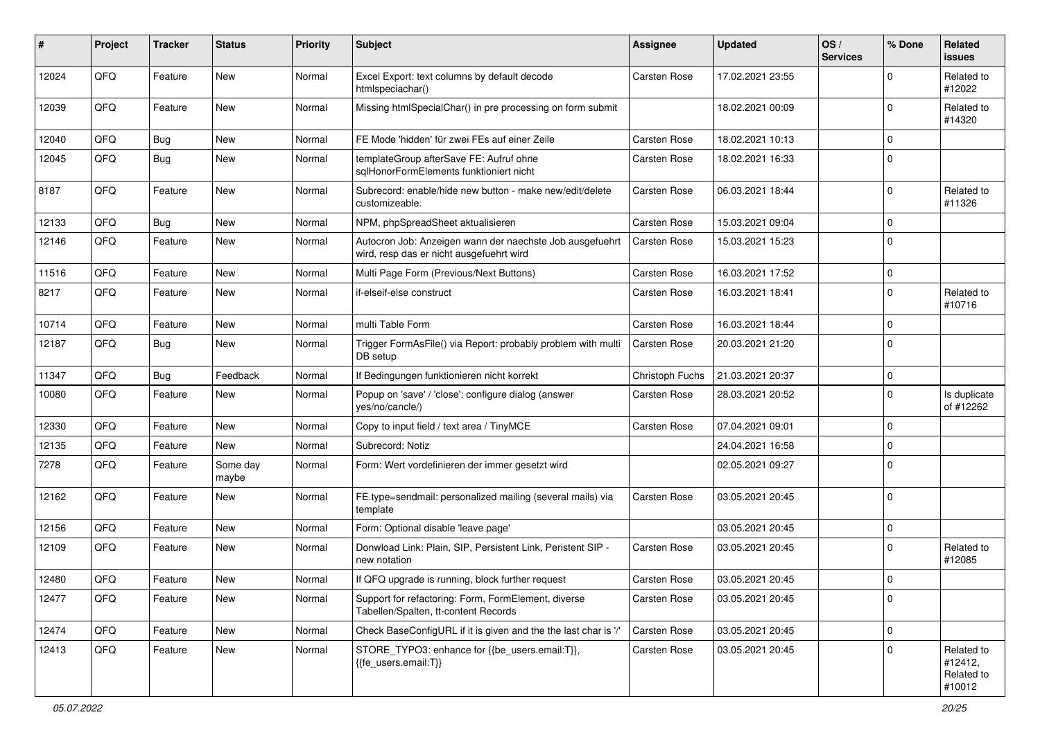| # | Project | Tracker | Status | Priority | Subject | Assignee | Updated | OS / Services | % Done | Related issues |
|---|---|---|---|---|---|---|---|---|---|---|
| 12024 | QFQ | Feature | New | Normal | Excel Export: text columns by default decode htmlspeciachar() | Carsten Rose | 17.02.2021 23:55 | | 0 | Related to #12022 |
| 12039 | QFQ | Feature | New | Normal | Missing htmlSpecialChar() in pre processing on form submit | | 18.02.2021 00:09 | | 0 | Related to #14320 |
| 12040 | QFQ | Bug | New | Normal | FE Mode 'hidden' für zwei FEs auf einer Zeile | Carsten Rose | 18.02.2021 10:13 | | 0 | |
| 12045 | QFQ | Bug | New | Normal | templateGroup afterSave FE: Aufruf ohne sqlHonorFormElements funktioniert nicht | Carsten Rose | 18.02.2021 16:33 | | 0 | |
| 8187 | QFQ | Feature | New | Normal | Subrecord: enable/hide new button - make new/edit/delete customizeable. | Carsten Rose | 06.03.2021 18:44 | | 0 | Related to #11326 |
| 12133 | QFQ | Bug | New | Normal | NPM, phpSpreadSheet aktualisieren | Carsten Rose | 15.03.2021 09:04 | | 0 | |
| 12146 | QFQ | Feature | New | Normal | Autocron Job: Anzeigen wann der naechste Job ausgefuehrt wird, resp das er nicht ausgefuehrt wird | Carsten Rose | 15.03.2021 15:23 | | 0 | |
| 11516 | QFQ | Feature | New | Normal | Multi Page Form (Previous/Next Buttons) | Carsten Rose | 16.03.2021 17:52 | | 0 | |
| 8217 | QFQ | Feature | New | Normal | if-elseif-else construct | Carsten Rose | 16.03.2021 18:41 | | 0 | Related to #10716 |
| 10714 | QFQ | Feature | New | Normal | multi Table Form | Carsten Rose | 16.03.2021 18:44 | | 0 | |
| 12187 | QFQ | Bug | New | Normal | Trigger FormAsFile() via Report: probably problem with multi DB setup | Carsten Rose | 20.03.2021 21:20 | | 0 | |
| 11347 | QFQ | Bug | Feedback | Normal | If Bedingungen funktionieren nicht korrekt | Christoph Fuchs | 21.03.2021 20:37 | | 0 | |
| 10080 | QFQ | Feature | New | Normal | Popup on 'save' / 'close': configure dialog (answer yes/no/cancle/) | Carsten Rose | 28.03.2021 20:52 | | 0 | Is duplicate of #12262 |
| 12330 | QFQ | Feature | New | Normal | Copy to input field / text area / TinyMCE | Carsten Rose | 07.04.2021 09:01 | | 0 | |
| 12135 | QFQ | Feature | New | Normal | Subrecord: Notiz | | 24.04.2021 16:58 | | 0 | |
| 7278 | QFQ | Feature | Some day maybe | Normal | Form: Wert vordefinieren der immer gesetzt wird | | 02.05.2021 09:27 | | 0 | |
| 12162 | QFQ | Feature | New | Normal | FE.type=sendmail: personalized mailing (several mails) via template | Carsten Rose | 03.05.2021 20:45 | | 0 | |
| 12156 | QFQ | Feature | New | Normal | Form: Optional disable 'leave page' | | 03.05.2021 20:45 | | 0 | |
| 12109 | QFQ | Feature | New | Normal | Donwload Link: Plain, SIP, Persistent Link, Peristent SIP - new notation | Carsten Rose | 03.05.2021 20:45 | | 0 | Related to #12085 |
| 12480 | QFQ | Feature | New | Normal | If QFQ upgrade is running, block further request | Carsten Rose | 03.05.2021 20:45 | | 0 | |
| 12477 | QFQ | Feature | New | Normal | Support for refactoring: Form, FormElement, diverse Tabellen/Spalten, tt-content Records | Carsten Rose | 03.05.2021 20:45 | | 0 | |
| 12474 | QFQ | Feature | New | Normal | Check BaseConfigURL if it is given and the the last char is '/' | Carsten Rose | 03.05.2021 20:45 | | 0 | |
| 12413 | QFQ | Feature | New | Normal | STORE_TYPO3: enhance for {{be_users.email:T}}, {{fe_users.email:T}} | Carsten Rose | 03.05.2021 20:45 | | 0 | Related to #12412, Related to #10012 |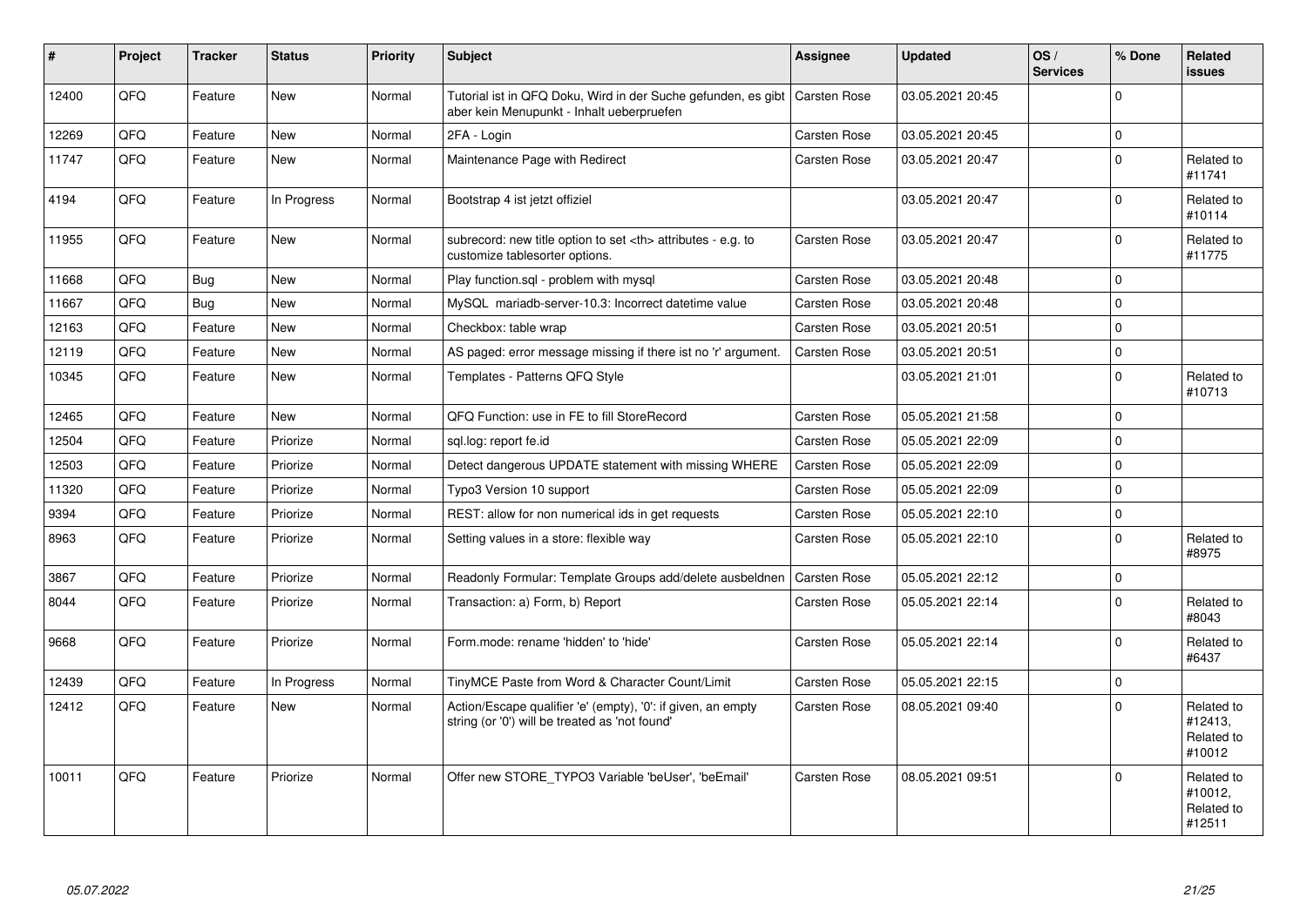| # | Project | Tracker | Status | Priority | Subject | Assignee | Updated | OS / Services | % Done | Related issues |
|---|---|---|---|---|---|---|---|---|---|---|
| 12400 | QFQ | Feature | New | Normal | Tutorial ist in QFQ Doku, Wird in der Suche gefunden, es gibt aber kein Menupunkt - Inhalt ueberpruefen | Carsten Rose | 03.05.2021 20:45 | | 0 | |
| 12269 | QFQ | Feature | New | Normal | 2FA - Login | Carsten Rose | 03.05.2021 20:45 | | 0 | |
| 11747 | QFQ | Feature | New | Normal | Maintenance Page with Redirect | Carsten Rose | 03.05.2021 20:47 | | 0 | Related to #11741 |
| 4194 | QFQ | Feature | In Progress | Normal | Bootstrap 4 ist jetzt offiziel | | 03.05.2021 20:47 | | 0 | Related to #10114 |
| 11955 | QFQ | Feature | New | Normal | subrecord: new title option to set <th> attributes - e.g. to customize tablesorter options. | Carsten Rose | 03.05.2021 20:47 | | 0 | Related to #11775 |
| 11668 | QFQ | Bug | New | Normal | Play function.sql - problem with mysql | Carsten Rose | 03.05.2021 20:48 | | 0 | |
| 11667 | QFQ | Bug | New | Normal | MySQL mariadb-server-10.3: Incorrect datetime value | Carsten Rose | 03.05.2021 20:48 | | 0 | |
| 12163 | QFQ | Feature | New | Normal | Checkbox: table wrap | Carsten Rose | 03.05.2021 20:51 | | 0 | |
| 12119 | QFQ | Feature | New | Normal | AS paged: error message missing if there ist no 'r' argument. | Carsten Rose | 03.05.2021 20:51 | | 0 | |
| 10345 | QFQ | Feature | New | Normal | Templates - Patterns QFQ Style | | 03.05.2021 21:01 | | 0 | Related to #10713 |
| 12465 | QFQ | Feature | New | Normal | QFQ Function: use in FE to fill StoreRecord | Carsten Rose | 05.05.2021 21:58 | | 0 | |
| 12504 | QFQ | Feature | Priorize | Normal | sql.log: report fe.id | Carsten Rose | 05.05.2021 22:09 | | 0 | |
| 12503 | QFQ | Feature | Priorize | Normal | Detect dangerous UPDATE statement with missing WHERE | Carsten Rose | 05.05.2021 22:09 | | 0 | |
| 11320 | QFQ | Feature | Priorize | Normal | Typo3 Version 10 support | Carsten Rose | 05.05.2021 22:09 | | 0 | |
| 9394 | QFQ | Feature | Priorize | Normal | REST: allow for non numerical ids in get requests | Carsten Rose | 05.05.2021 22:10 | | 0 | |
| 8963 | QFQ | Feature | Priorize | Normal | Setting values in a store: flexible way | Carsten Rose | 05.05.2021 22:10 | | 0 | Related to #8975 |
| 3867 | QFQ | Feature | Priorize | Normal | Readonly Formular: Template Groups add/delete ausbeldnen | Carsten Rose | 05.05.2021 22:12 | | 0 | |
| 8044 | QFQ | Feature | Priorize | Normal | Transaction: a) Form, b) Report | Carsten Rose | 05.05.2021 22:14 | | 0 | Related to #8043 |
| 9668 | QFQ | Feature | Priorize | Normal | Form.mode: rename 'hidden' to 'hide' | Carsten Rose | 05.05.2021 22:14 | | 0 | Related to #6437 |
| 12439 | QFQ | Feature | In Progress | Normal | TinyMCE Paste from Word & Character Count/Limit | Carsten Rose | 05.05.2021 22:15 | | 0 | |
| 12412 | QFQ | Feature | New | Normal | Action/Escape qualifier 'e' (empty), '0': if given, an empty string (or '0') will be treated as 'not found' | Carsten Rose | 08.05.2021 09:40 | | 0 | Related to #12413, Related to #10012 |
| 10011 | QFQ | Feature | Priorize | Normal | Offer new STORE_TYPO3 Variable 'beUser', 'beEmail' | Carsten Rose | 08.05.2021 09:51 | | 0 | Related to #10012, Related to #12511 |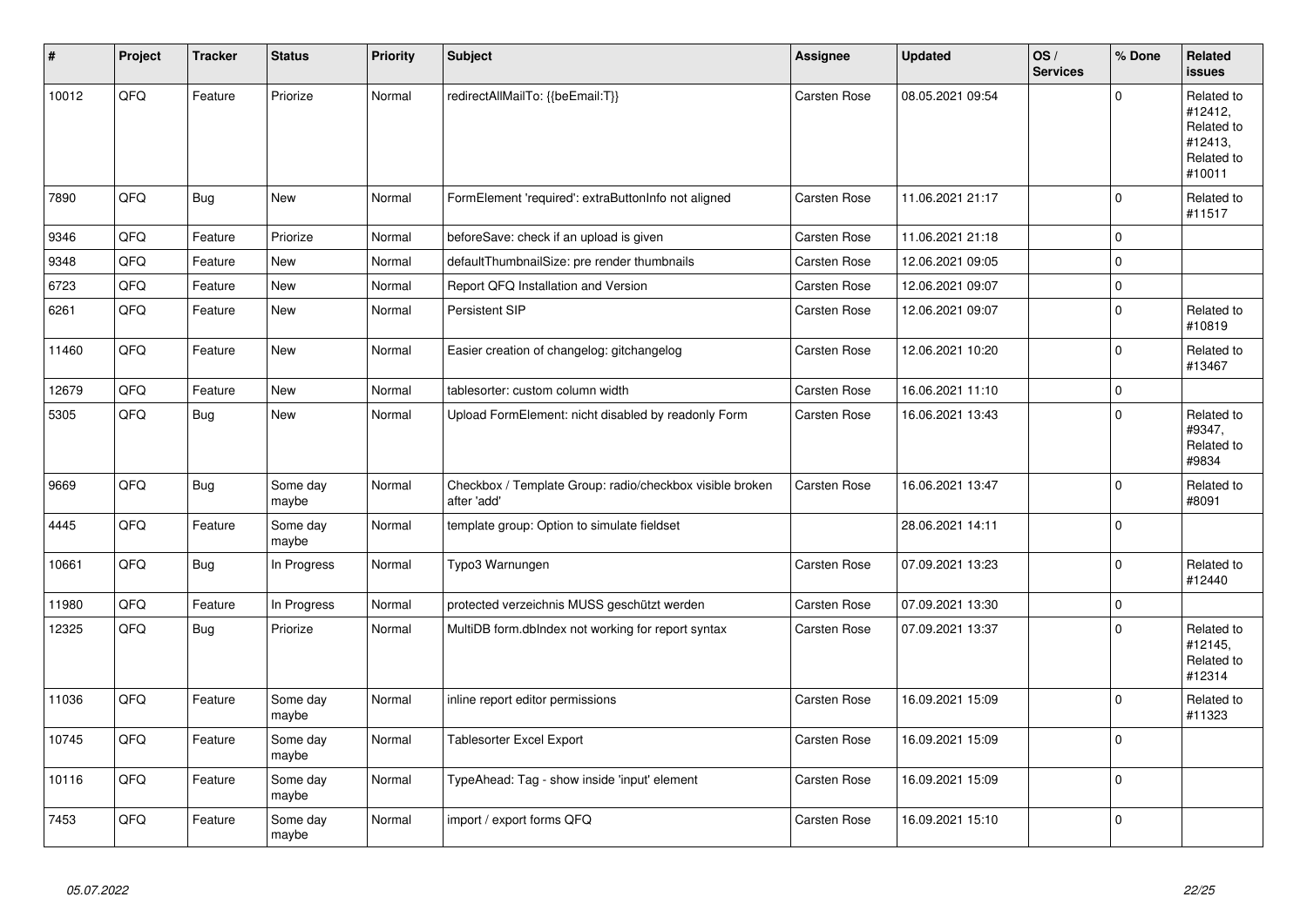| # | Project | Tracker | Status | Priority | Subject | Assignee | Updated | OS / Services | % Done | Related issues |
|---|---|---|---|---|---|---|---|---|---|---|
| 10012 | QFQ | Feature | Priorize | Normal | redirectAllMailTo: {{beEmail:T}} | Carsten Rose | 08.05.2021 09:54 | | 0 | Related to #12412, Related to #12413, Related to #10011 |
| 7890 | QFQ | Bug | New | Normal | FormElement 'required': extraButtonInfo not aligned | Carsten Rose | 11.06.2021 21:17 | | 0 | Related to #11517 |
| 9346 | QFQ | Feature | Priorize | Normal | beforeSave: check if an upload is given | Carsten Rose | 11.06.2021 21:18 | | 0 | |
| 9348 | QFQ | Feature | New | Normal | defaultThumbnailSize: pre render thumbnails | Carsten Rose | 12.06.2021 09:05 | | 0 | |
| 6723 | QFQ | Feature | New | Normal | Report QFQ Installation and Version | Carsten Rose | 12.06.2021 09:07 | | 0 | |
| 6261 | QFQ | Feature | New | Normal | Persistent SIP | Carsten Rose | 12.06.2021 09:07 | | 0 | Related to #10819 |
| 11460 | QFQ | Feature | New | Normal | Easier creation of changelog: gitchangelog | Carsten Rose | 12.06.2021 10:20 | | 0 | Related to #13467 |
| 12679 | QFQ | Feature | New | Normal | tablesorter: custom column width | Carsten Rose | 16.06.2021 11:10 | | 0 | |
| 5305 | QFQ | Bug | New | Normal | Upload FormElement: nicht disabled by readonly Form | Carsten Rose | 16.06.2021 13:43 | | 0 | Related to #9347, Related to #9834 |
| 9669 | QFQ | Bug | Some day maybe | Normal | Checkbox / Template Group: radio/checkbox visible broken after 'add' | Carsten Rose | 16.06.2021 13:47 | | 0 | Related to #8091 |
| 4445 | QFQ | Feature | Some day maybe | Normal | template group: Option to simulate fieldset | | 28.06.2021 14:11 | | 0 | |
| 10661 | QFQ | Bug | In Progress | Normal | Typo3 Warnungen | Carsten Rose | 07.09.2021 13:23 | | 0 | Related to #12440 |
| 11980 | QFQ | Feature | In Progress | Normal | protected verzeichnis MUSS geschützt werden | Carsten Rose | 07.09.2021 13:30 | | 0 | |
| 12325 | QFQ | Bug | Priorize | Normal | MultiDB form.dbIndex not working for report syntax | Carsten Rose | 07.09.2021 13:37 | | 0 | Related to #12145, Related to #12314 |
| 11036 | QFQ | Feature | Some day maybe | Normal | inline report editor permissions | Carsten Rose | 16.09.2021 15:09 | | 0 | Related to #11323 |
| 10745 | QFQ | Feature | Some day maybe | Normal | Tablesorter Excel Export | Carsten Rose | 16.09.2021 15:09 | | 0 | |
| 10116 | QFQ | Feature | Some day maybe | Normal | TypeAhead: Tag - show inside 'input' element | Carsten Rose | 16.09.2021 15:09 | | 0 | |
| 7453 | QFQ | Feature | Some day maybe | Normal | import / export forms QFQ | Carsten Rose | 16.09.2021 15:10 | | 0 | |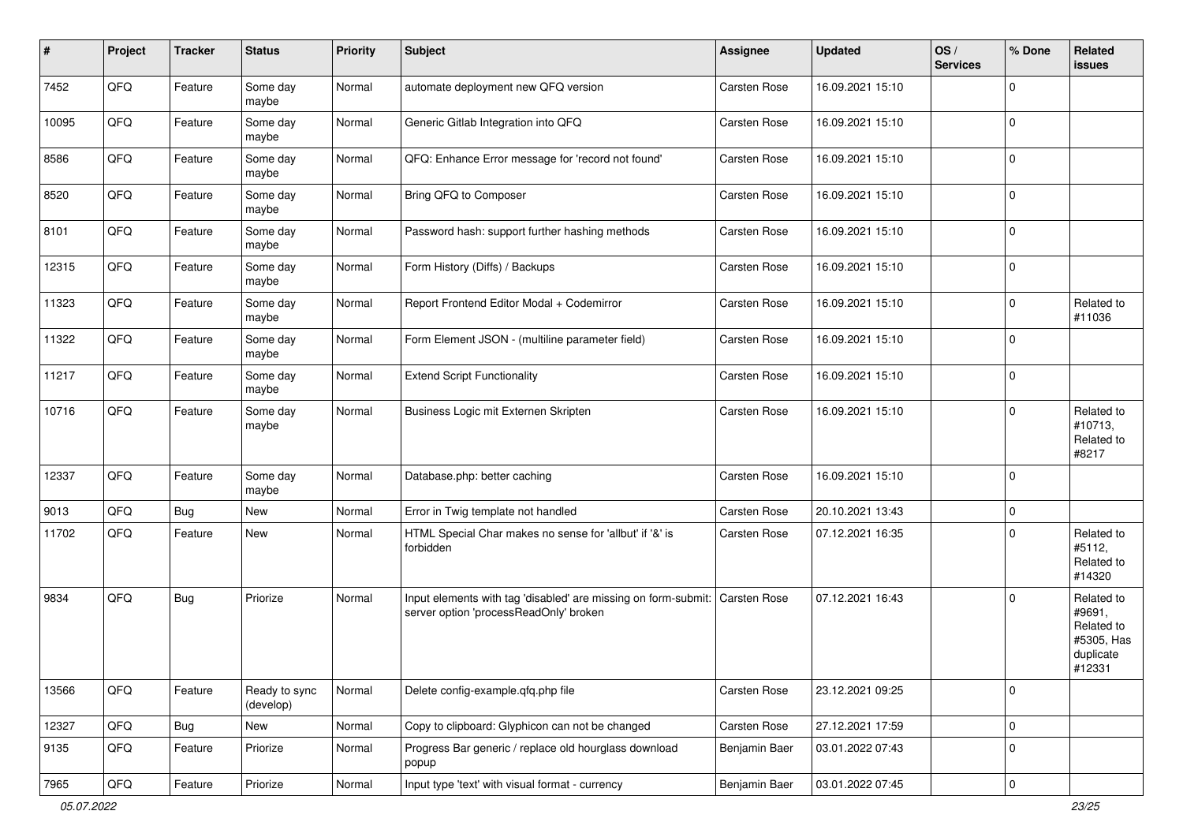| # | Project | Tracker | Status | Priority | Subject | Assignee | Updated | OS / Services | % Done | Related issues |
|---|---|---|---|---|---|---|---|---|---|---|
| 7452 | QFQ | Feature | Some day maybe | Normal | automate deployment new QFQ version | Carsten Rose | 16.09.2021 15:10 | | 0 | |
| 10095 | QFQ | Feature | Some day maybe | Normal | Generic Gitlab Integration into QFQ | Carsten Rose | 16.09.2021 15:10 | | 0 | |
| 8586 | QFQ | Feature | Some day maybe | Normal | QFQ: Enhance Error message for 'record not found' | Carsten Rose | 16.09.2021 15:10 | | 0 | |
| 8520 | QFQ | Feature | Some day maybe | Normal | Bring QFQ to Composer | Carsten Rose | 16.09.2021 15:10 | | 0 | |
| 8101 | QFQ | Feature | Some day maybe | Normal | Password hash: support further hashing methods | Carsten Rose | 16.09.2021 15:10 | | 0 | |
| 12315 | QFQ | Feature | Some day maybe | Normal | Form History (Diffs) / Backups | Carsten Rose | 16.09.2021 15:10 | | 0 | |
| 11323 | QFQ | Feature | Some day maybe | Normal | Report Frontend Editor Modal + Codemirror | Carsten Rose | 16.09.2021 15:10 | | 0 | Related to #11036 |
| 11322 | QFQ | Feature | Some day maybe | Normal | Form Element JSON - (multiline parameter field) | Carsten Rose | 16.09.2021 15:10 | | 0 | |
| 11217 | QFQ | Feature | Some day maybe | Normal | Extend Script Functionality | Carsten Rose | 16.09.2021 15:10 | | 0 | |
| 10716 | QFQ | Feature | Some day maybe | Normal | Business Logic mit Externen Skripten | Carsten Rose | 16.09.2021 15:10 | | 0 | Related to #10713, Related to #8217 |
| 12337 | QFQ | Feature | Some day maybe | Normal | Database.php: better caching | Carsten Rose | 16.09.2021 15:10 | | 0 | |
| 9013 | QFQ | Bug | New | Normal | Error in Twig template not handled | Carsten Rose | 20.10.2021 13:43 | | 0 | |
| 11702 | QFQ | Feature | New | Normal | HTML Special Char makes no sense for 'allbut' if '&' is forbidden | Carsten Rose | 07.12.2021 16:35 | | 0 | Related to #5112, Related to #14320 |
| 9834 | QFQ | Bug | Priorize | Normal | Input elements with tag 'disabled' are missing on form-submit: server option 'processReadOnly' broken | Carsten Rose | 07.12.2021 16:43 | | 0 | Related to #9691, Related to #5305, Has duplicate #12331 |
| 13566 | QFQ | Feature | Ready to sync (develop) | Normal | Delete config-example.qfq.php file | Carsten Rose | 23.12.2021 09:25 | | 0 | |
| 12327 | QFQ | Bug | New | Normal | Copy to clipboard: Glyphicon can not be changed | Carsten Rose | 27.12.2021 17:59 | | 0 | |
| 9135 | QFQ | Feature | Priorize | Normal | Progress Bar generic / replace old hourglass download popup | Benjamin Baer | 03.01.2022 07:43 | | 0 | |
| 7965 | QFQ | Feature | Priorize | Normal | Input type 'text' with visual format - currency | Benjamin Baer | 03.01.2022 07:45 | | 0 | |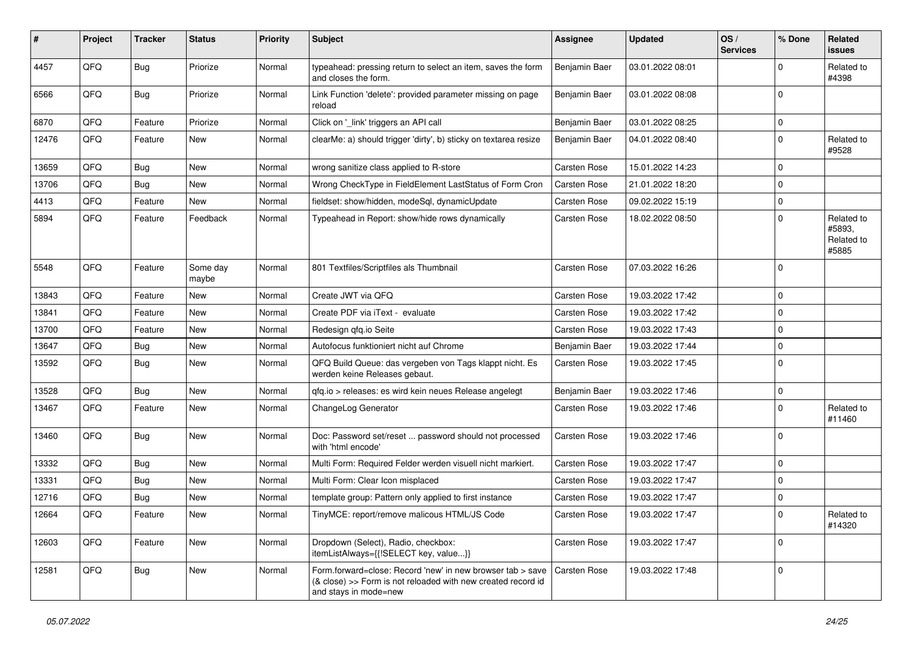| # | Project | Tracker | Status | Priority | Subject | Assignee | Updated | OS / Services | % Done | Related issues |
|---|---|---|---|---|---|---|---|---|---|---|
| 4457 | QFQ | Bug | Priorize | Normal | typeahead: pressing return to select an item, saves the form and closes the form. | Benjamin Baer | 03.01.2022 08:01 | | 0 | Related to #4398 |
| 6566 | QFQ | Bug | Priorize | Normal | Link Function 'delete': provided parameter missing on page reload | Benjamin Baer | 03.01.2022 08:08 | | 0 | |
| 6870 | QFQ | Feature | Priorize | Normal | Click on '_link' triggers an API call | Benjamin Baer | 03.01.2022 08:25 | | 0 | |
| 12476 | QFQ | Feature | New | Normal | clearMe: a) should trigger 'dirty', b) sticky on textarea resize | Benjamin Baer | 04.01.2022 08:40 | | 0 | Related to #9528 |
| 13659 | QFQ | Bug | New | Normal | wrong sanitize class applied to R-store | Carsten Rose | 15.01.2022 14:23 | | 0 | |
| 13706 | QFQ | Bug | New | Normal | Wrong CheckType in FieldElement LastStatus of Form Cron | Carsten Rose | 21.01.2022 18:20 | | 0 | |
| 4413 | QFQ | Feature | New | Normal | fieldset: show/hidden, modeSql, dynamicUpdate | Carsten Rose | 09.02.2022 15:19 | | 0 | |
| 5894 | QFQ | Feature | Feedback | Normal | Typeahead in Report: show/hide rows dynamically | Carsten Rose | 18.02.2022 08:50 | | 0 | Related to #5893, Related to #5885 |
| 5548 | QFQ | Feature | Some day maybe | Normal | 801 Textfiles/Scriptfiles als Thumbnail | Carsten Rose | 07.03.2022 16:26 | | 0 | |
| 13843 | QFQ | Feature | New | Normal | Create JWT via QFQ | Carsten Rose | 19.03.2022 17:42 | | 0 | |
| 13841 | QFQ | Feature | New | Normal | Create PDF via iText - evaluate | Carsten Rose | 19.03.2022 17:42 | | 0 | |
| 13700 | QFQ | Feature | New | Normal | Redesign qfq.io Seite | Carsten Rose | 19.03.2022 17:43 | | 0 | |
| 13647 | QFQ | Bug | New | Normal | Autofocus funktioniert nicht auf Chrome | Benjamin Baer | 19.03.2022 17:44 | | 0 | |
| 13592 | QFQ | Bug | New | Normal | QFQ Build Queue: das vergeben von Tags klappt nicht. Es werden keine Releases gebaut. | Carsten Rose | 19.03.2022 17:45 | | 0 | |
| 13528 | QFQ | Bug | New | Normal | qfq.io > releases: es wird kein neues Release angelegt | Benjamin Baer | 19.03.2022 17:46 | | 0 | |
| 13467 | QFQ | Feature | New | Normal | ChangeLog Generator | Carsten Rose | 19.03.2022 17:46 | | 0 | Related to #11460 |
| 13460 | QFQ | Bug | New | Normal | Doc: Password set/reset ... password should not processed with 'html encode' | Carsten Rose | 19.03.2022 17:46 | | 0 | |
| 13332 | QFQ | Bug | New | Normal | Multi Form: Required Felder werden visuell nicht markiert. | Carsten Rose | 19.03.2022 17:47 | | 0 | |
| 13331 | QFQ | Bug | New | Normal | Multi Form: Clear Icon misplaced | Carsten Rose | 19.03.2022 17:47 | | 0 | |
| 12716 | QFQ | Bug | New | Normal | template group: Pattern only applied to first instance | Carsten Rose | 19.03.2022 17:47 | | 0 | |
| 12664 | QFQ | Feature | New | Normal | TinyMCE: report/remove malicous HTML/JS Code | Carsten Rose | 19.03.2022 17:47 | | 0 | Related to #14320 |
| 12603 | QFQ | Feature | New | Normal | Dropdown (Select), Radio, checkbox: itemListAlways={{!SELECT key, value...}} | Carsten Rose | 19.03.2022 17:47 | | 0 | |
| 12581 | QFQ | Bug | New | Normal | Form.forward=close: Record 'new' in new browser tab > save (& close) >> Form is not reloaded with new created record id and stays in mode=new | Carsten Rose | 19.03.2022 17:48 | | 0 | |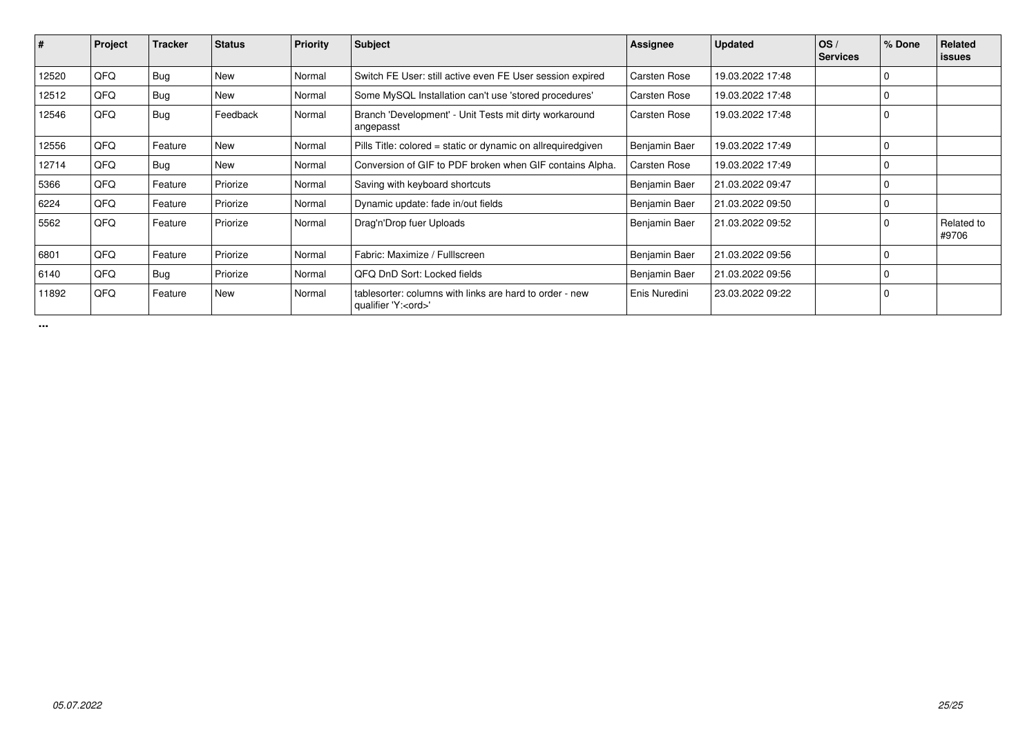| # | Project | Tracker | Status | Priority | Subject | Assignee | Updated | OS / Services | % Done | Related issues |
|---|---|---|---|---|---|---|---|---|---|---|
| 12520 | QFQ | Bug | New | Normal | Switch FE User: still active even FE User session expired | Carsten Rose | 19.03.2022 17:48 | | 0 | |
| 12512 | QFQ | Bug | New | Normal | Some MySQL Installation can't use 'stored procedures' | Carsten Rose | 19.03.2022 17:48 | | 0 | |
| 12546 | QFQ | Bug | Feedback | Normal | Branch 'Development' - Unit Tests mit dirty workaround angepasst | Carsten Rose | 19.03.2022 17:48 | | 0 | |
| 12556 | QFQ | Feature | New | Normal | Pills Title: colored = static or dynamic on allrequiredgiven | Benjamin Baer | 19.03.2022 17:49 | | 0 | |
| 12714 | QFQ | Bug | New | Normal | Conversion of GIF to PDF broken when GIF contains Alpha. | Carsten Rose | 19.03.2022 17:49 | | 0 | |
| 5366 | QFQ | Feature | Priorize | Normal | Saving with keyboard shortcuts | Benjamin Baer | 21.03.2022 09:47 | | 0 | |
| 6224 | QFQ | Feature | Priorize | Normal | Dynamic update: fade in/out fields | Benjamin Baer | 21.03.2022 09:50 | | 0 | |
| 5562 | QFQ | Feature | Priorize | Normal | Drag'n'Drop fuer Uploads | Benjamin Baer | 21.03.2022 09:52 | | 0 | Related to #9706 |
| 6801 | QFQ | Feature | Priorize | Normal | Fabric: Maximize / Fulllscreen | Benjamin Baer | 21.03.2022 09:56 | | 0 | |
| 6140 | QFQ | Bug | Priorize | Normal | QFQ DnD Sort: Locked fields | Benjamin Baer | 21.03.2022 09:56 | | 0 | |
| 11892 | QFQ | Feature | New | Normal | tablesorter: columns with links are hard to order - new qualifier 'Y:<ord>' | Enis Nuredini | 23.03.2022 09:22 | | 0 | |

...